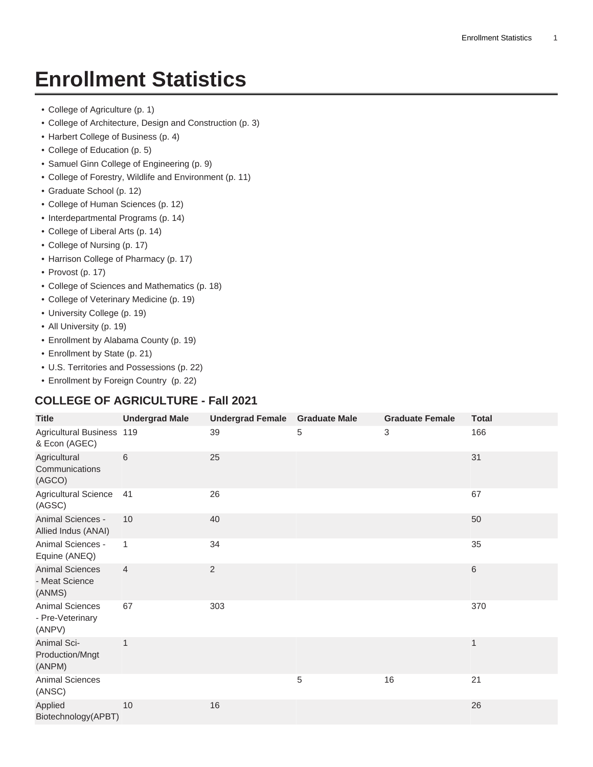# Enrollment Statistics

- College of Agriculture (p. 1)
- College of Architecture, Design and Construction (p. 3)
- Harbert College of Business (p. 4)
- College of Education (p. 5)
- Samuel Ginn College of Engineering (p. 9)
- College of Forestry, Wildlife and Environment (p. 11)
- Graduate School (p. 12)
- College of Human Sciences (p. 12)
- Interdepartmental Programs (p. 14)
- College of Liberal Arts (p. 14)
- College of Nursing (p. 17)
- Harrison College of Pharmacy (p. 17)
- Provost (p. 17)
- College of Sciences and Mathematics (p. 18)
- College of Veterinary Medicine (p. 19)
- University College (p. 19)
- All University (p. 19)
- Enrollment by Alabama County (p. 19)
- Enrollment by State (p. 21)
- U.S. Territories and Possessions (p. 22)
- Enrollment by Foreign Country (p. 22)

## COLLEGE OF AGRICULTURE - Fall 2021

| Title | Undergrad Male | Undergrad Female | Graduate Male | Graduate Female | Total |
|---|---|---|---|---|---|
| Agricultural Business & Econ (AGEC) | 119 | 39 | 5 | 3 | 166 |
| Agricultural Communications (AGCO) | 6 | 25 | | | 31 |
| Agricultural Science (AGSC) | 41 | 26 | | | 67 |
| Animal Sciences - Allied Indus (ANAI) | 10 | 40 | | | 50 |
| Animal Sciences - Equine (ANEQ) | 1 | 34 | | | 35 |
| Animal Sciences - Meat Science (ANMS) | 4 | 2 | | | 6 |
| Animal Sciences - Pre-Veterinary (ANPV) | 67 | 303 | | | 370 |
| Animal Sci-Production/Mngt (ANPM) | 1 | | | | 1 |
| Animal Sciences (ANSC) | | | 5 | 16 | 21 |
| Applied Biotechnology(APBT) | 10 | 16 | | | 26 |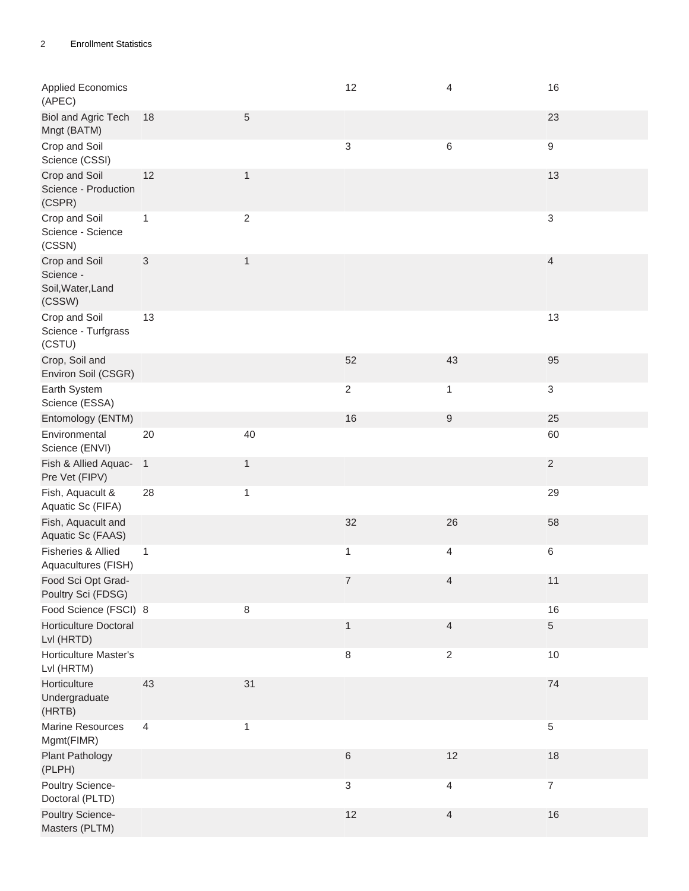| | | | | | |
|---|---|---|---|---|---|
| Applied Economics (APEC) | | | 12 | 4 | 16 |
| Biol and Agric Tech Mngt (BATM) | 18 | 5 | | | 23 |
| Crop and Soil Science (CSSI) | | | 3 | 6 | 9 |
| Crop and Soil Science - Production (CSPR) | 12 | 1 | | | 13 |
| Crop and Soil Science - Science (CSSN) | 1 | 2 | | | 3 |
| Crop and Soil Science - Soil,Water,Land (CSSW) | 3 | 1 | | | 4 |
| Crop and Soil Science - Turfgrass (CSTU) | 13 | | | | 13 |
| Crop, Soil and Environ Soil (CSGR) | | | 52 | 43 | 95 |
| Earth System Science (ESSA) | | | 2 | 1 | 3 |
| Entomology (ENTM) | | | 16 | 9 | 25 |
| Environmental Science (ENVI) | 20 | 40 | | | 60 |
| Fish & Allied Aquac-Pre Vet (FIPV) | 1 | 1 | | | 2 |
| Fish, Aquacult & Aquatic Sc (FIFA) | 28 | 1 | | | 29 |
| Fish, Aquacult and Aquatic Sc (FAAS) | | | 32 | 26 | 58 |
| Fisheries & Allied Aquacultures (FISH) | 1 | | 1 | 4 | 6 |
| Food Sci Opt Grad-Poultry Sci (FDSG) | | | 7 | 4 | 11 |
| Food Science (FSCI) | 8 | 8 | | | 16 |
| Horticulture Doctoral Lvl (HRTD) | | | 1 | 4 | 5 |
| Horticulture Master's Lvl (HRTM) | | | 8 | 2 | 10 |
| Horticulture Undergraduate (HRTB) | 43 | 31 | | | 74 |
| Marine Resources Mgmt(FIMR) | 4 | 1 | | | 5 |
| Plant Pathology (PLPH) | | | 6 | 12 | 18 |
| Poultry Science-Doctoral (PLTD) | | | 3 | 4 | 7 |
| Poultry Science-Masters (PLTM) | | | 12 | 4 | 16 |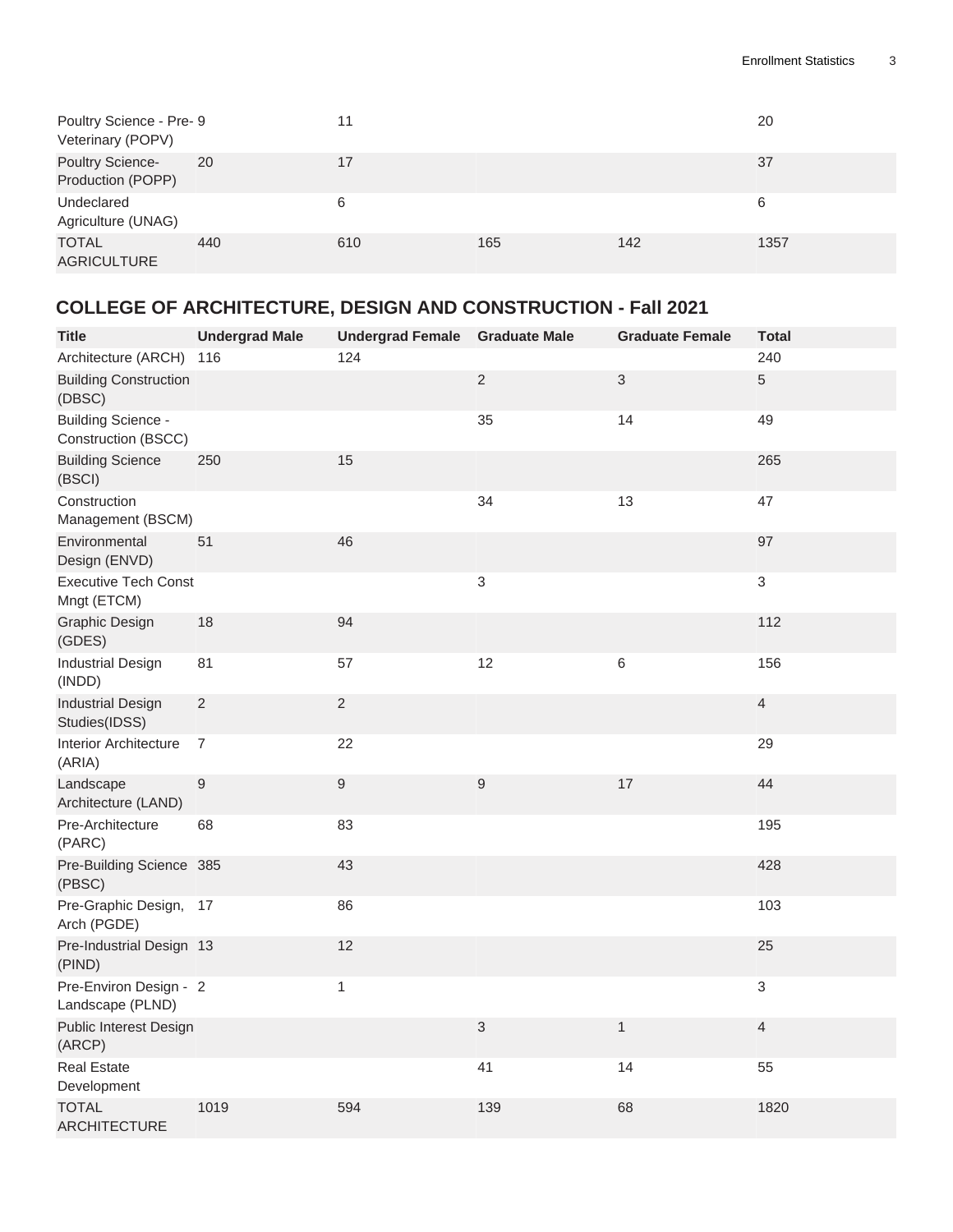| Poultry Science - Pre-Veterinary (POPV) | 9 | 11 | | | 20 |
|---|---|---|---|---|---|
| Poultry Science-Production (POPP) | 20 | 17 | | | 37 |
| Undeclared Agriculture (UNAG) | | 6 | | | 6 |
| TOTAL AGRICULTURE | 440 | 610 | 165 | 142 | 1357 |

## COLLEGE OF ARCHITECTURE, DESIGN AND CONSTRUCTION - Fall 2021

| Title | Undergrad Male | Undergrad Female | Graduate Male | Graduate Female | Total |
|---|---|---|---|---|---|
| Architecture (ARCH) | 116 | 124 | | | 240 |
| Building Construction (DBSC) | | | 2 | 3 | 5 |
| Building Science - Construction (BSCC) | | | 35 | 14 | 49 |
| Building Science (BSCI) | 250 | 15 | | | 265 |
| Construction Management (BSCM) | | | 34 | 13 | 47 |
| Environmental Design (ENVD) | 51 | 46 | | | 97 |
| Executive Tech Const Mngt (ETCM) | | | 3 | | 3 |
| Graphic Design (GDES) | 18 | 94 | | | 112 |
| Industrial Design (INDD) | 81 | 57 | 12 | 6 | 156 |
| Industrial Design Studies(IDSS) | 2 | 2 | | | 4 |
| Interior Architecture (ARIA) | 7 | 22 | | | 29 |
| Landscape Architecture (LAND) | 9 | 9 | 9 | 17 | 44 |
| Pre-Architecture (PARC) | 68 | 83 | | | 195 |
| Pre-Building Science (PBSC) | 385 | 43 | | | 428 |
| Pre-Graphic Design, Arch (PGDE) | 17 | 86 | | | 103 |
| Pre-Industrial Design (PIND) | 13 | 12 | | | 25 |
| Pre-Environ Design - Landscape (PLND) | 2 | 1 | | | 3 |
| Public Interest Design (ARCP) | | | 3 | 1 | 4 |
| Real Estate Development | | | 41 | 14 | 55 |
| TOTAL ARCHITECTURE | 1019 | 594 | 139 | 68 | 1820 |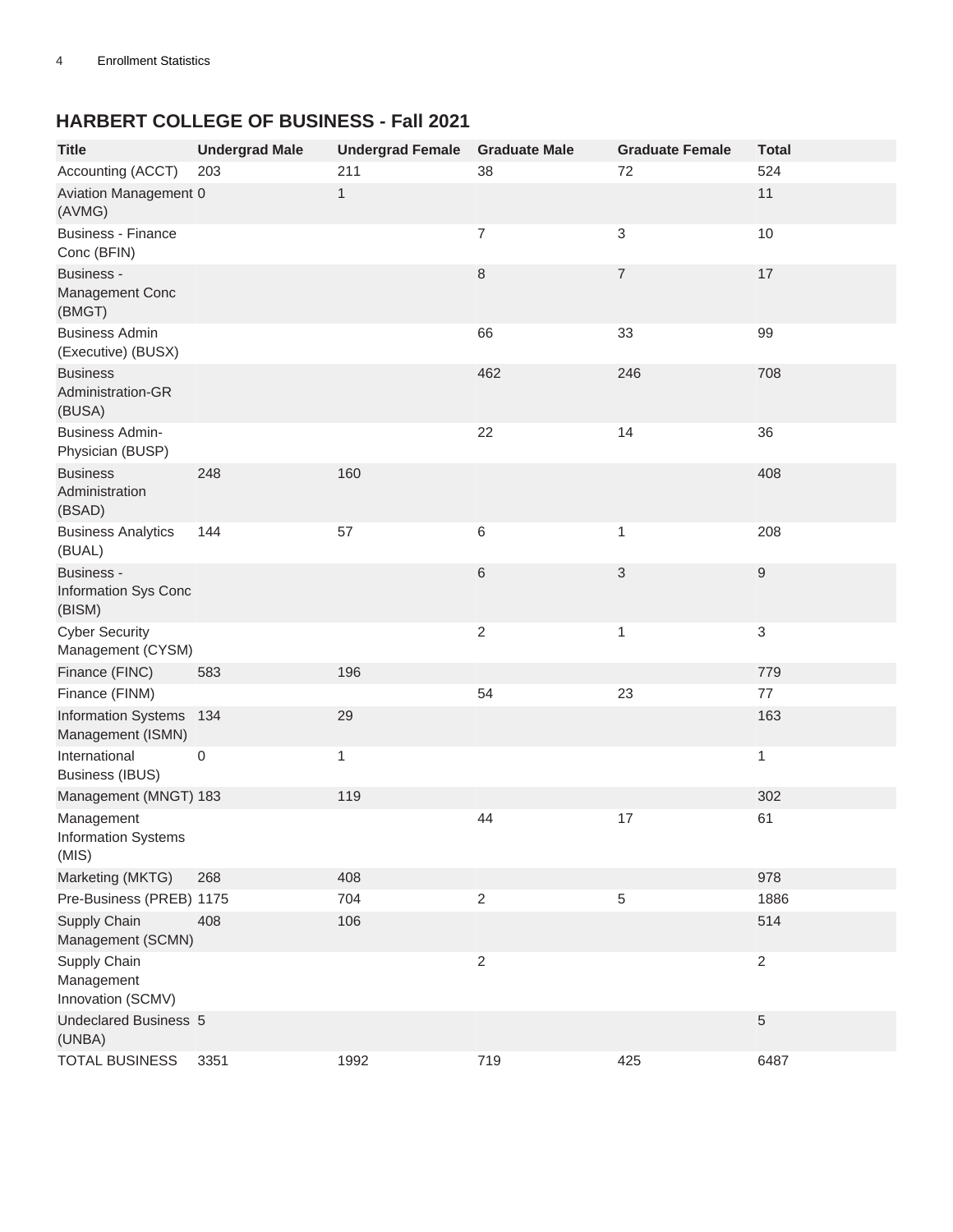## HARBERT COLLEGE OF BUSINESS - Fall 2021

| Title | Undergrad Male | Undergrad Female | Graduate Male | Graduate Female | Total |
|---|---|---|---|---|---|
| Accounting (ACCT) | 203 | 211 | 38 | 72 | 524 |
| Aviation Management (AVMG) | 0 | 1 | | | 11 |
| Business - Finance Conc (BFIN) | | | 7 | 3 | 10 |
| Business - Management Conc (BMGT) | | | 8 | 7 | 17 |
| Business Admin (Executive) (BUSX) | | | 66 | 33 | 99 |
| Business Administration-GR (BUSA) | | | 462 | 246 | 708 |
| Business Admin-Physician (BUSP) | | | 22 | 14 | 36 |
| Business Administration (BSAD) | 248 | 160 | | | 408 |
| Business Analytics (BUAL) | 144 | 57 | 6 | 1 | 208 |
| Business - Information Sys Conc (BISM) | | | 6 | 3 | 9 |
| Cyber Security Management (CYSM) | | | 2 | 1 | 3 |
| Finance (FINC) | 583 | 196 | | | 779 |
| Finance (FINM) | | | 54 | 23 | 77 |
| Information Systems Management (ISMN) | 134 | 29 | | | 163 |
| International Business (IBUS) | 0 | 1 | | | 1 |
| Management (MNGT) | 183 | 119 | | | 302 |
| Management Information Systems (MIS) | | | 44 | 17 | 61 |
| Marketing (MKTG) | 268 | 408 | | | 978 |
| Pre-Business (PREB) | 1175 | 704 | 2 | 5 | 1886 |
| Supply Chain Management (SCMN) | 408 | 106 | | | 514 |
| Supply Chain Management Innovation (SCMV) | | | 2 | | 2 |
| Undeclared Business (UNBA) | 5 | | | | 5 |
| TOTAL BUSINESS | 3351 | 1992 | 719 | 425 | 6487 |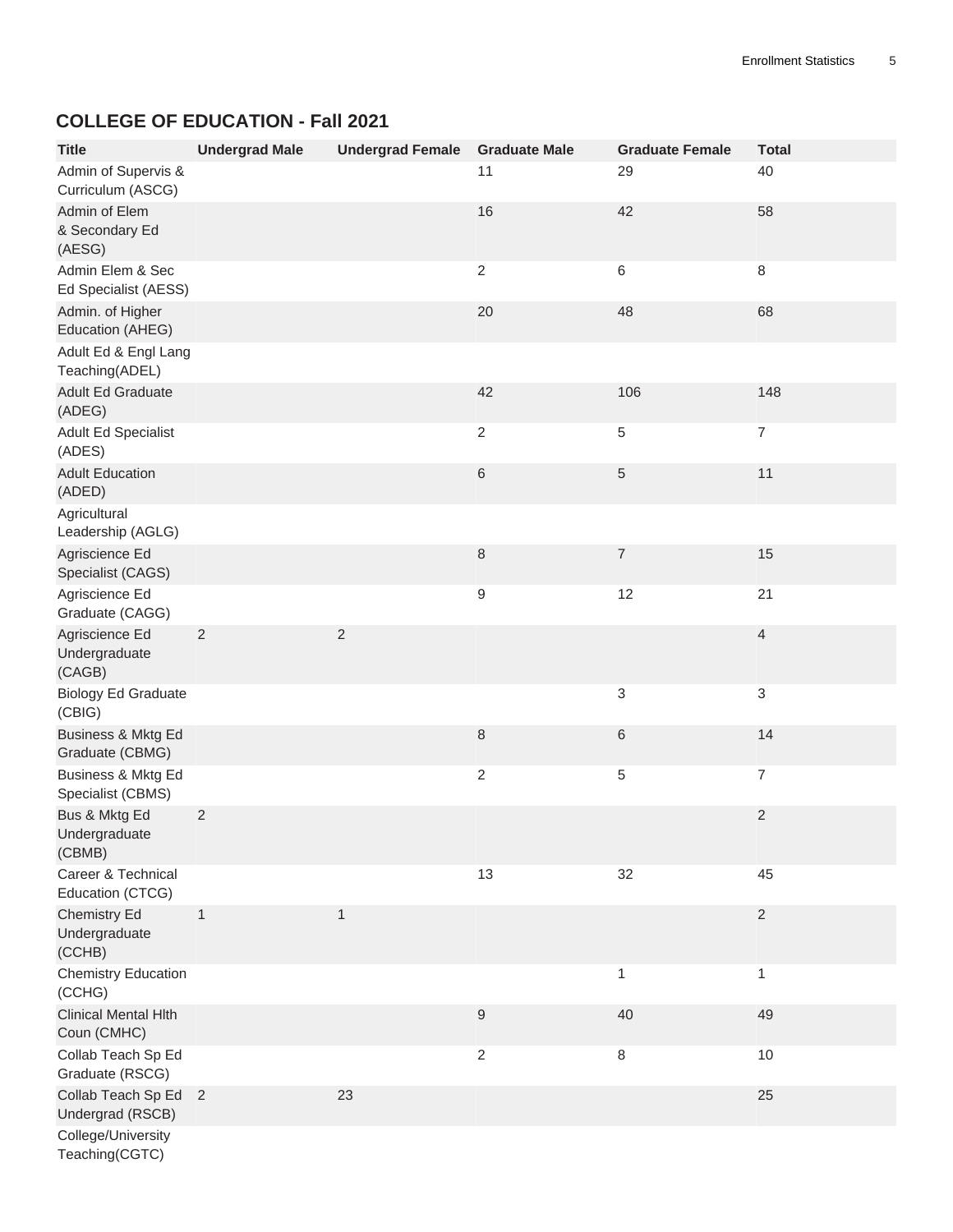## COLLEGE OF EDUCATION - Fall 2021

| Title | Undergrad Male | Undergrad Female | Graduate Male | Graduate Female | Total |
|---|---|---|---|---|---|
| Admin of Supervis & Curriculum (ASCG) | | | 11 | 29 | 40 |
| Admin of Elem & Secondary Ed (AESG) | | | 16 | 42 | 58 |
| Admin Elem & Sec Ed Specialist (AESS) | | | 2 | 6 | 8 |
| Admin. of Higher Education (AHEG) | | | 20 | 48 | 68 |
| Adult Ed & Engl Lang Teaching(ADEL) | | | | | |
| Adult Ed Graduate (ADEG) | | | 42 | 106 | 148 |
| Adult Ed Specialist (ADES) | | | 2 | 5 | 7 |
| Adult Education (ADED) | | | 6 | 5 | 11 |
| Agricultural Leadership (AGLG) | | | | | |
| Agriscience Ed Specialist (CAGS) | | | 8 | 7 | 15 |
| Agriscience Ed Graduate (CAGG) | | | 9 | 12 | 21 |
| Agriscience Ed Undergraduate (CAGB) | 2 | 2 | | | 4 |
| Biology Ed Graduate (CBIG) | | | | 3 | 3 |
| Business & Mktg Ed Graduate (CBMG) | | | 8 | 6 | 14 |
| Business & Mktg Ed Specialist (CBMS) | | | 2 | 5 | 7 |
| Bus & Mktg Ed Undergraduate (CBMB) | 2 | | | | 2 |
| Career & Technical Education (CTCG) | | | 13 | 32 | 45 |
| Chemistry Ed Undergraduate (CCHB) | 1 | 1 | | | 2 |
| Chemistry Education (CCHG) | | | | 1 | 1 |
| Clinical Mental Hlth Coun (CMHC) | | | 9 | 40 | 49 |
| Collab Teach Sp Ed Graduate (RSCG) | | | 2 | 8 | 10 |
| Collab Teach Sp Ed Undergrad (RSCB) | 2 | 23 | | | 25 |
| College/University Teaching(CGTC) | | | | | |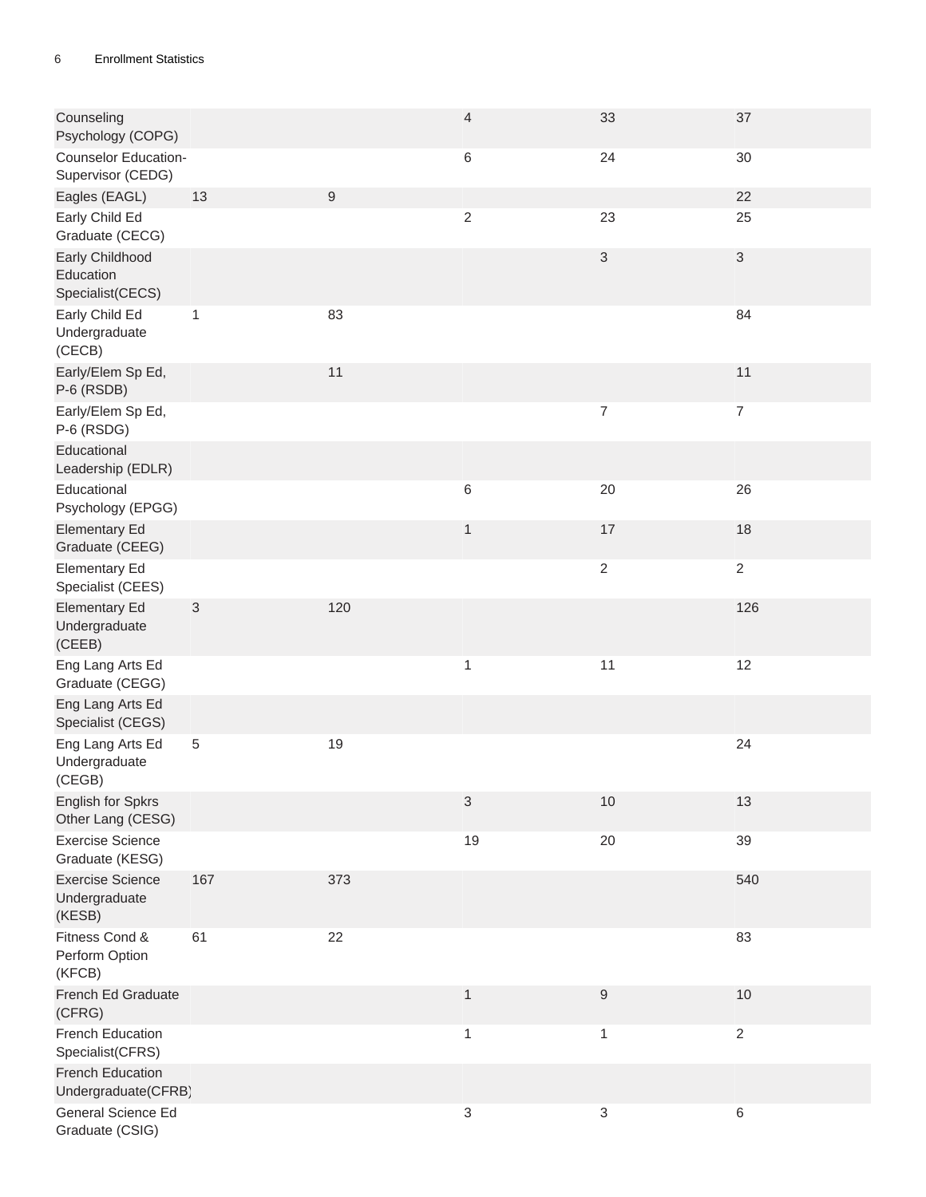| | | | | | |
|---|---|---|---|---|---|
| Counseling Psychology (COPG) | | | 4 | 33 | 37 |
| Counselor Education-Supervisor (CEDG) | | | 6 | 24 | 30 |
| Eagles (EAGL) | 13 | 9 | | | 22 |
| Early Child Ed Graduate (CECG) | | | 2 | 23 | 25 |
| Early Childhood Education Specialist(CECS) | | | | 3 | 3 |
| Early Child Ed Undergraduate (CECB) | 1 | 83 | | | 84 |
| Early/Elem Sp Ed, P-6 (RSDB) | | 11 | | | 11 |
| Early/Elem Sp Ed, P-6 (RSDG) | | | | 7 | 7 |
| Educational Leadership (EDLR) | | | | | |
| Educational Psychology (EPGG) | | | 6 | 20 | 26 |
| Elementary Ed Graduate (CEEG) | | | 1 | 17 | 18 |
| Elementary Ed Specialist (CEES) | | | | 2 | 2 |
| Elementary Ed Undergraduate (CEEB) | 3 | 120 | | | 126 |
| Eng Lang Arts Ed Graduate (CEGG) | | | 1 | 11 | 12 |
| Eng Lang Arts Ed Specialist (CEGS) | | | | | |
| Eng Lang Arts Ed Undergraduate (CEGB) | 5 | 19 | | | 24 |
| English for Spkrs Other Lang (CESG) | | | 3 | 10 | 13 |
| Exercise Science Graduate (KESG) | | | 19 | 20 | 39 |
| Exercise Science Undergraduate (KESB) | 167 | 373 | | | 540 |
| Fitness Cond & Perform Option (KFCB) | 61 | 22 | | | 83 |
| French Ed Graduate (CFRG) | | | 1 | 9 | 10 |
| French Education Specialist(CFRS) | | | 1 | 1 | 2 |
| French Education Undergraduate(CFRB) | | | | | |
| General Science Ed Graduate (CSIG) | | | 3 | 3 | 6 |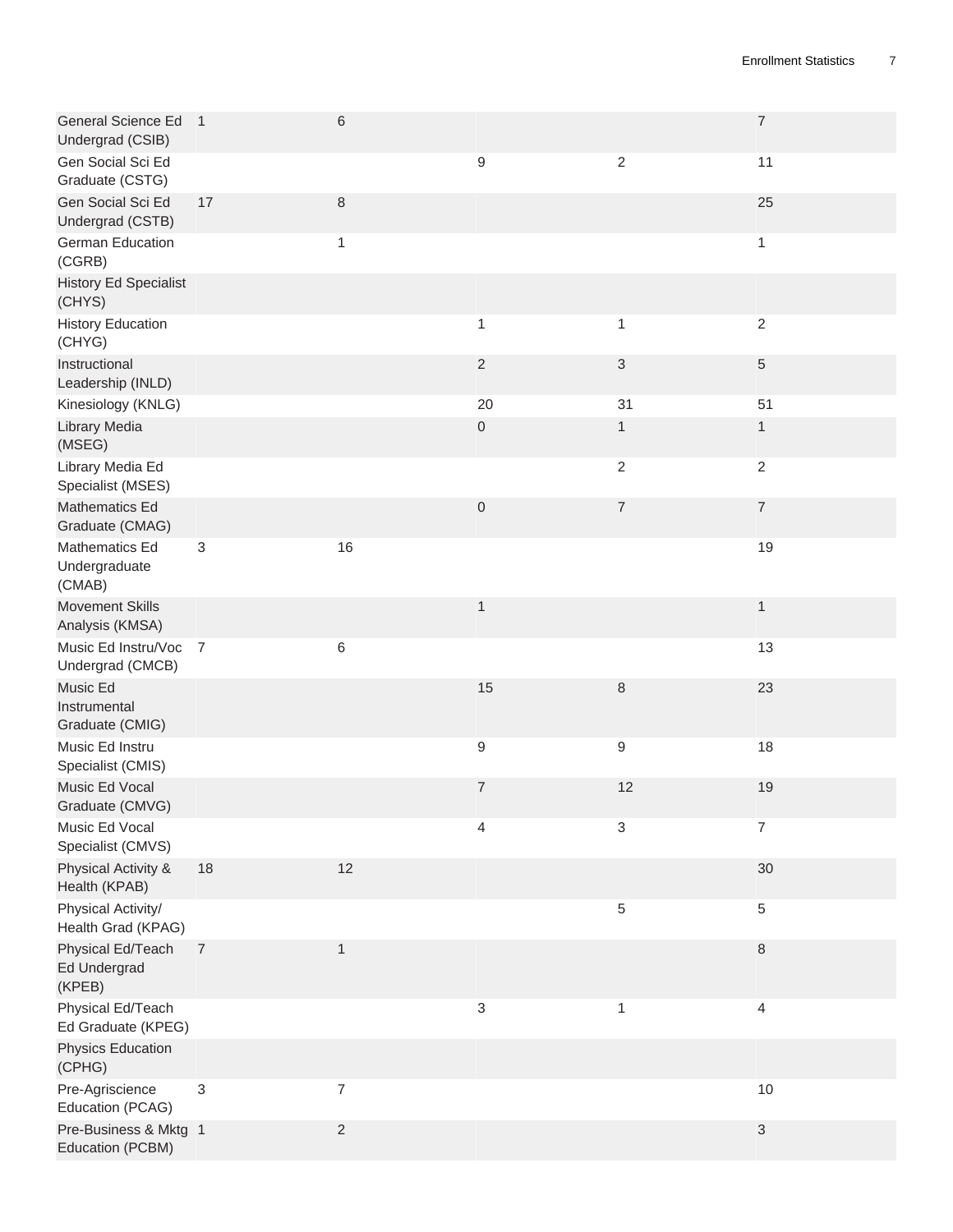| | | | | | |
|---|---|---|---|---|---|
| General Science Ed Undergrad (CSIB) | 1 | 6 | | | 7 |
| Gen Social Sci Ed Graduate (CSTG) | | | 9 | 2 | 11 |
| Gen Social Sci Ed Undergrad (CSTB) | 17 | 8 | | | 25 |
| German Education (CGRB) | | 1 | | | 1 |
| History Ed Specialist (CHYS) | | | | | |
| History Education (CHYG) | | | 1 | 1 | 2 |
| Instructional Leadership (INLD) | | | 2 | 3 | 5 |
| Kinesiology (KNLG) | | | 20 | 31 | 51 |
| Library Media (MSEG) | | | 0 | 1 | 1 |
| Library Media Ed Specialist (MSES) | | | | 2 | 2 |
| Mathematics Ed Graduate (CMAG) | | | 0 | 7 | 7 |
| Mathematics Ed Undergraduate (CMAB) | 3 | 16 | | | 19 |
| Movement Skills Analysis (KMSA) | | | 1 | | 1 |
| Music Ed Instru/Voc Undergrad (CMCB) | 7 | 6 | | | 13 |
| Music Ed Instrumental Graduate (CMIG) | | | 15 | 8 | 23 |
| Music Ed Instru Specialist (CMIS) | | | 9 | 9 | 18 |
| Music Ed Vocal Graduate (CMVG) | | | 7 | 12 | 19 |
| Music Ed Vocal Specialist (CMVS) | | | 4 | 3 | 7 |
| Physical Activity & Health (KPAB) | 18 | 12 | | | 30 |
| Physical Activity/ Health Grad (KPAG) | | | | 5 | 5 |
| Physical Ed/Teach Ed Undergrad (KPEB) | 7 | 1 | | | 8 |
| Physical Ed/Teach Ed Graduate (KPEG) | | | 3 | 1 | 4 |
| Physics Education (CPHG) | | | | | |
| Pre-Agriscience Education (PCAG) | 3 | 7 | | | 10 |
| Pre-Business & Mktg Education (PCBM) | 1 | 2 | | | 3 |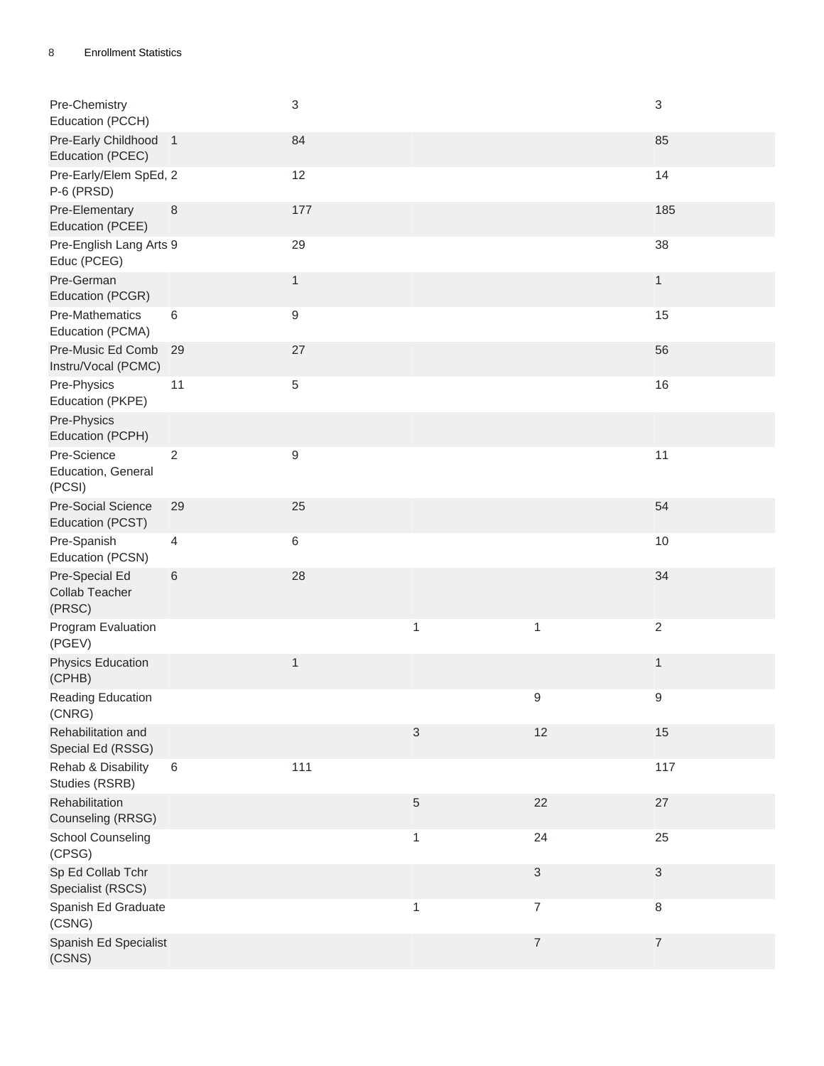| | | | | | |
|---|---|---|---|---|---|
| Pre-Chemistry Education (PCCH) | | 3 | | | 3 |
| Pre-Early Childhood Education (PCEC) | 1 | 84 | | | 85 |
| Pre-Early/Elem SpEd, P-6 (PRSD) | 2 | 12 | | | 14 |
| Pre-Elementary Education (PCEE) | 8 | 177 | | | 185 |
| Pre-English Lang Arts Educ (PCEG) | 9 | 29 | | | 38 |
| Pre-German Education (PCGR) | | 1 | | | 1 |
| Pre-Mathematics Education (PCMA) | 6 | 9 | | | 15 |
| Pre-Music Ed Comb Instru/Vocal (PCMC) | 29 | 27 | | | 56 |
| Pre-Physics Education (PKPE) | 11 | 5 | | | 16 |
| Pre-Physics Education (PCPH) | | | | | |
| Pre-Science Education, General (PCSI) | 2 | 9 | | | 11 |
| Pre-Social Science Education (PCST) | 29 | 25 | | | 54 |
| Pre-Spanish Education (PCSN) | 4 | 6 | | | 10 |
| Pre-Special Ed Collab Teacher (PRSC) | 6 | 28 | | | 34 |
| Program Evaluation (PGEV) | | | 1 | 1 | 2 |
| Physics Education (CPHB) | | 1 | | | 1 |
| Reading Education (CNRG) | | | | 9 | 9 |
| Rehabilitation and Special Ed (RSSG) | | | 3 | 12 | 15 |
| Rehab & Disability Studies (RSRB) | 6 | 111 | | | 117 |
| Rehabilitation Counseling (RRSG) | | | 5 | 22 | 27 |
| School Counseling (CPSG) | | | 1 | 24 | 25 |
| Sp Ed Collab Tchr Specialist (RSCS) | | | | 3 | 3 |
| Spanish Ed Graduate (CSNG) | | | 1 | 7 | 8 |
| Spanish Ed Specialist (CSNS) | | | | 7 | 7 |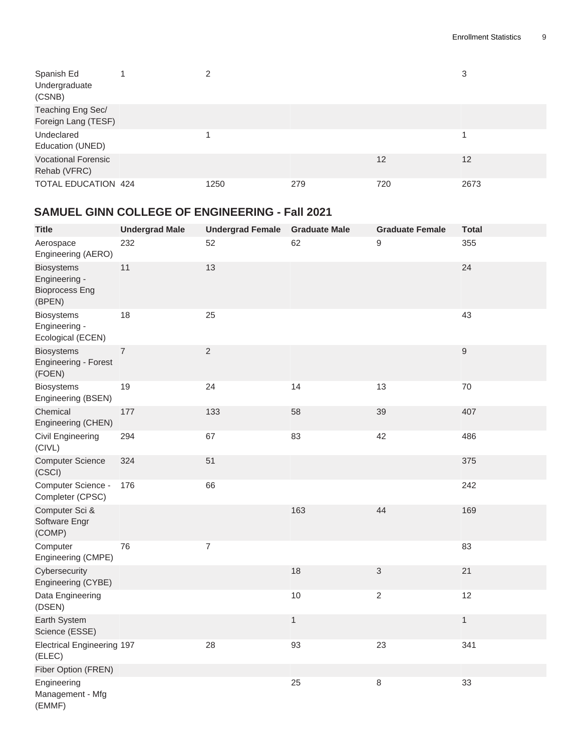| | | | | | |
|---|---|---|---|---|---|
| Spanish Ed Undergraduate (CSNB) | 1 | 2 | | | 3 |
| Teaching Eng Sec/ Foreign Lang (TESF) | | | | | |
| Undeclared Education (UNED) | | 1 | | | 1 |
| Vocational Forensic Rehab (VFRC) | | | | 12 | 12 |
| TOTAL EDUCATION | 424 | 1250 | 279 | 720 | 2673 |

## SAMUEL GINN COLLEGE OF ENGINEERING - Fall 2021

| Title | Undergrad Male | Undergrad Female | Graduate Male | Graduate Female | Total |
|---|---|---|---|---|---|
| Aerospace Engineering (AERO) | 232 | 52 | 62 | 9 | 355 |
| Biosystems Engineering - Bioprocess Eng (BPEN) | 11 | 13 | | | 24 |
| Biosystems Engineering - Ecological (ECEN) | 18 | 25 | | | 43 |
| Biosystems Engineering - Forest (FOEN) | 7 | 2 | | | 9 |
| Biosystems Engineering (BSEN) | 19 | 24 | 14 | 13 | 70 |
| Chemical Engineering (CHEN) | 177 | 133 | 58 | 39 | 407 |
| Civil Engineering (CIVL) | 294 | 67 | 83 | 42 | 486 |
| Computer Science (CSCI) | 324 | 51 | | | 375 |
| Computer Science - Completer (CPSC) | 176 | 66 | | | 242 |
| Computer Sci & Software Engr (COMP) | | | 163 | 44 | 169 |
| Computer Engineering (CMPE) | 76 | 7 | | | 83 |
| Cybersecurity Engineering (CYBE) | | | 18 | 3 | 21 |
| Data Engineering (DSEN) | | | 10 | 2 | 12 |
| Earth System Science (ESSE) | | | 1 | | 1 |
| Electrical Engineering (ELEC) | 197 | 28 | 93 | 23 | 341 |
| Fiber Option (FREN) | | | | | |
| Engineering Management - Mfg (EMMF) | | | 25 | 8 | 33 |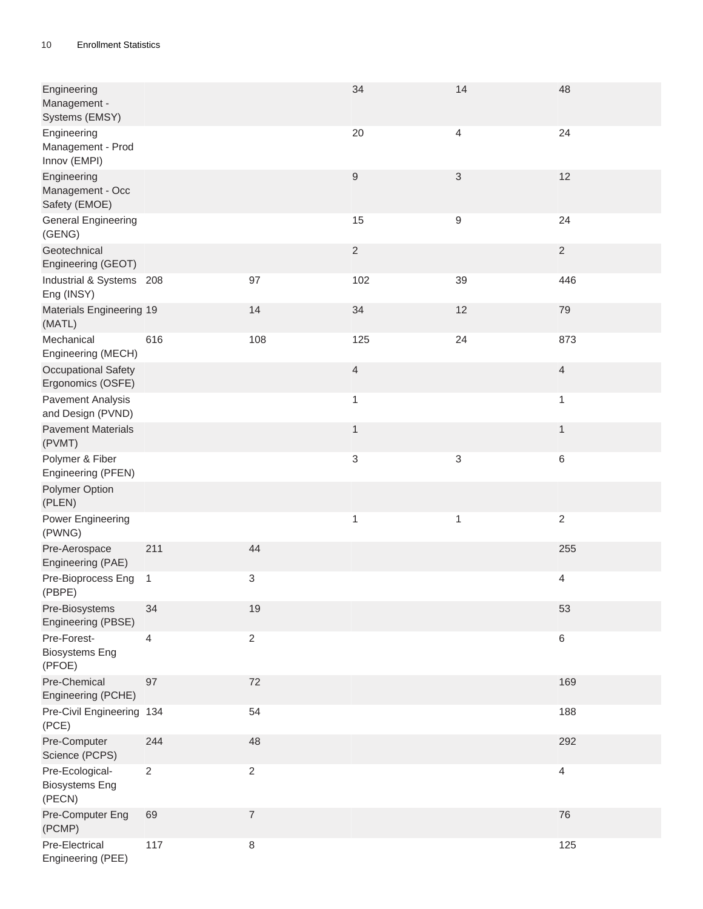| | | | | | |
|---|---|---|---|---|---|
| Engineering Management - Systems (EMSY) | | | 34 | 14 | 48 |
| Engineering Management - Prod Innov (EMPI) | | | 20 | 4 | 24 |
| Engineering Management - Occ Safety (EMOE) | | | 9 | 3 | 12 |
| General Engineering (GENG) | | | 15 | 9 | 24 |
| Geotechnical Engineering (GEOT) | | | 2 | | 2 |
| Industrial & Systems Eng (INSY) | 208 | 97 | 102 | 39 | 446 |
| Materials Engineering (MATL) | 19 | 14 | 34 | 12 | 79 |
| Mechanical Engineering (MECH) | 616 | 108 | 125 | 24 | 873 |
| Occupational Safety Ergonomics (OSFE) | | | 4 | | 4 |
| Pavement Analysis and Design (PVND) | | | 1 | | 1 |
| Pavement Materials (PVMT) | | | 1 | | 1 |
| Polymer & Fiber Engineering (PFEN) | | | 3 | 3 | 6 |
| Polymer Option (PLEN) | | | | | |
| Power Engineering (PWNG) | | | 1 | 1 | 2 |
| Pre-Aerospace Engineering (PAE) | 211 | 44 | | | 255 |
| Pre-Bioprocess Eng (PBPE) | 1 | 3 | | | 4 |
| Pre-Biosystems Engineering (PBSE) | 34 | 19 | | | 53 |
| Pre-Forest-Biosystems Eng (PFOE) | 4 | 2 | | | 6 |
| Pre-Chemical Engineering (PCHE) | 97 | 72 | | | 169 |
| Pre-Civil Engineering (PCE) | 134 | 54 | | | 188 |
| Pre-Computer Science (PCPS) | 244 | 48 | | | 292 |
| Pre-Ecological-Biosystems Eng (PECN) | 2 | 2 | | | 4 |
| Pre-Computer Eng (PCMP) | 69 | 7 | | | 76 |
| Pre-Electrical Engineering (PEE) | 117 | 8 | | | 125 |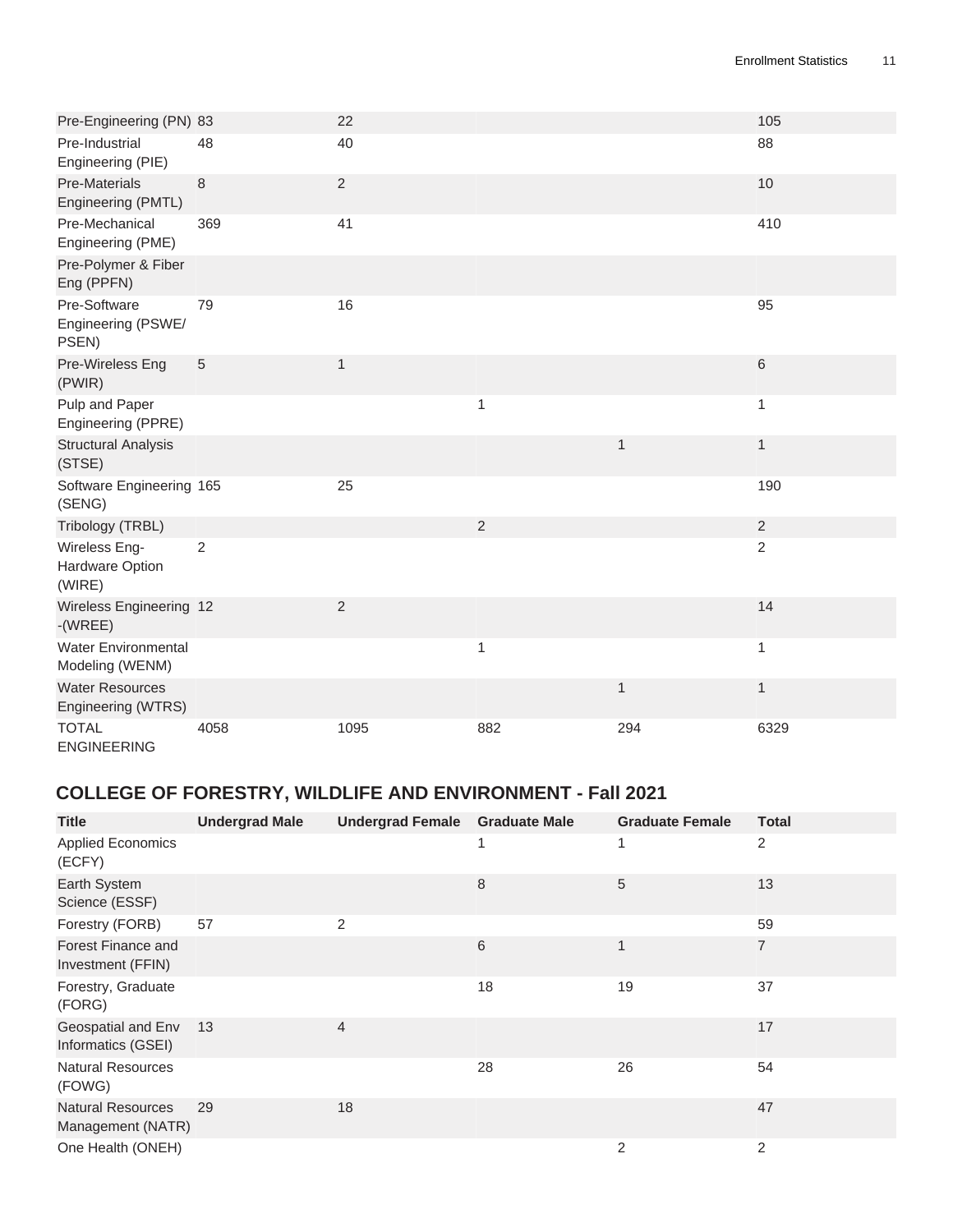| | | | | | |
|---|---|---|---|---|---|
| Pre-Engineering (PN) | 83 | 22 | | | 105 |
| Pre-Industrial Engineering (PIE) | 48 | 40 | | | 88 |
| Pre-Materials Engineering (PMTL) | 8 | 2 | | | 10 |
| Pre-Mechanical Engineering (PME) | 369 | 41 | | | 410 |
| Pre-Polymer & Fiber Eng (PPFN) | | | | | |
| Pre-Software Engineering (PSWE/ PSEN) | 79 | 16 | | | 95 |
| Pre-Wireless Eng (PWIR) | 5 | 1 | | | 6 |
| Pulp and Paper Engineering (PPRE) | | | 1 | | 1 |
| Structural Analysis (STSE) | | | | 1 | 1 |
| Software Engineering (SENG) | 165 | 25 | | | 190 |
| Tribology (TRBL) | | | 2 | | 2 |
| Wireless Eng-Hardware Option (WIRE) | 2 | | | | 2 |
| Wireless Engineering -(WREE) | 12 | 2 | | | 14 |
| Water Environmental Modeling (WENM) | | | 1 | | 1 |
| Water Resources Engineering (WTRS) | | | | 1 | 1 |
| TOTAL ENGINEERING | 4058 | 1095 | 882 | 294 | 6329 |

## COLLEGE OF FORESTRY, WILDLIFE AND ENVIRONMENT - Fall 2021

| Title | Undergrad Male | Undergrad Female | Graduate Male | Graduate Female | Total |
|---|---|---|---|---|---|
| Applied Economics (ECFY) | | | 1 | 1 | 2 |
| Earth System Science (ESSF) | | | 8 | 5 | 13 |
| Forestry (FORB) | 57 | 2 | | | 59 |
| Forest Finance and Investment (FFIN) | | | 6 | 1 | 7 |
| Forestry, Graduate (FORG) | | | 18 | 19 | 37 |
| Geospatial and Env Informatics (GSEI) | 13 | 4 | | | 17 |
| Natural Resources (FOWG) | | | 28 | 26 | 54 |
| Natural Resources Management (NATR) | 29 | 18 | | | 47 |
| One Health (ONEH) | | | | 2 | 2 |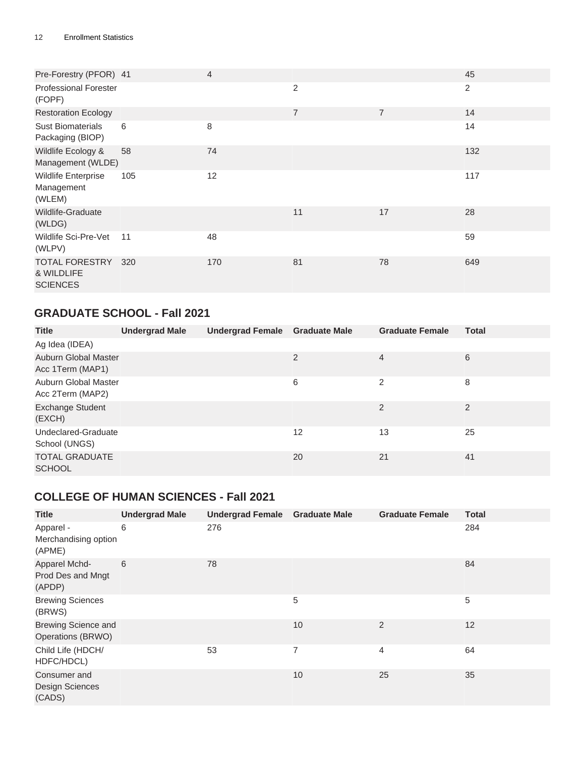| Title | Undergrad Male | Undergrad Female | Graduate Male | Graduate Female | Total |
|---|---|---|---|---|---|
| Pre-Forestry (PFOR) | 41 | 4 | | | 45 |
| Professional Forester (FOPF) | | | 2 | | 2 |
| Restoration Ecology | | | 7 | 7 | 14 |
| Sust Biomaterials Packaging (BIOP) | 6 | 8 | | | 14 |
| Wildlife Ecology & Management (WLDE) | 58 | 74 | | | 132 |
| Wildlife Enterprise Management (WLEM) | 105 | 12 | | | 117 |
| Wildlife-Graduate (WLDG) | | | 11 | 17 | 28 |
| Wildlife Sci-Pre-Vet (WLPV) | 11 | 48 | | | 59 |
| TOTAL FORESTRY & WILDLIFE SCIENCES | 320 | 170 | 81 | 78 | 649 |

## GRADUATE SCHOOL - Fall 2021

| Title | Undergrad Male | Undergrad Female | Graduate Male | Graduate Female | Total |
|---|---|---|---|---|---|
| Ag Idea (IDEA) | | | | | |
| Auburn Global Master Acc 1Term (MAP1) | | | 2 | 4 | 6 |
| Auburn Global Master Acc 2Term (MAP2) | | | 6 | 2 | 8 |
| Exchange Student (EXCH) | | | | 2 | 2 |
| Undeclared-Graduate School (UNGS) | | | 12 | 13 | 25 |
| TOTAL GRADUATE SCHOOL | | | 20 | 21 | 41 |

## COLLEGE OF HUMAN SCIENCES - Fall 2021

| Title | Undergrad Male | Undergrad Female | Graduate Male | Graduate Female | Total |
|---|---|---|---|---|---|
| Apparel - Merchandising option (APME) | 6 | 276 | | | 284 |
| Apparel Mchd-Prod Des and Mngt (APDP) | 6 | 78 | | | 84 |
| Brewing Sciences (BRWS) | | | 5 | | 5 |
| Brewing Science and Operations (BRWO) | | | 10 | 2 | 12 |
| Child Life (HDCH/HDFC/HDCL) | | 53 | 7 | 4 | 64 |
| Consumer and Design Sciences (CADS) | | | 10 | 25 | 35 |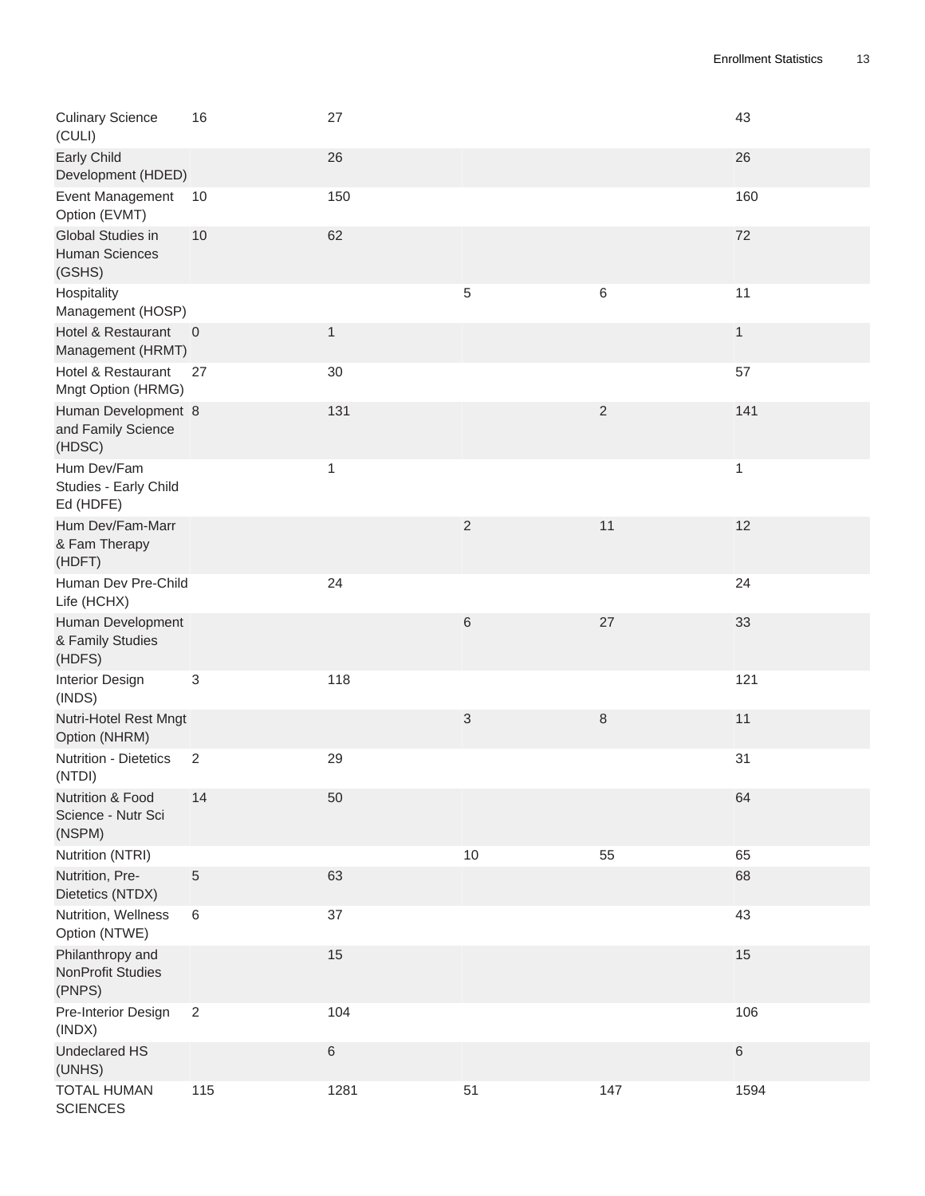| | | | | | |
|---|---|---|---|---|---|
| Culinary Science (CULI) | 16 | 27 | | | 43 |
| Early Child Development (HDED) | | 26 | | | 26 |
| Event Management Option (EVMT) | 10 | 150 | | | 160 |
| Global Studies in Human Sciences (GSHS) | 10 | 62 | | | 72 |
| Hospitality Management (HOSP) | | | 5 | 6 | 11 |
| Hotel & Restaurant Management (HRMT) | 0 | 1 | | | 1 |
| Hotel & Restaurant Mngt Option (HRMG) | 27 | 30 | | | 57 |
| Human Development and Family Science (HDSC) | 8 | 131 | | 2 | 141 |
| Hum Dev/Fam Studies - Early Child Ed (HDFE) | | 1 | | | 1 |
| Hum Dev/Fam-Marr & Fam Therapy (HDFT) | | | 2 | 11 | 12 |
| Human Dev Pre-Child Life (HCHX) | | 24 | | | 24 |
| Human Development & Family Studies (HDFS) | | | 6 | 27 | 33 |
| Interior Design (INDS) | 3 | 118 | | | 121 |
| Nutri-Hotel Rest Mngt Option (NHRM) | | | 3 | 8 | 11 |
| Nutrition - Dietetics (NTDI) | 2 | 29 | | | 31 |
| Nutrition & Food Science - Nutr Sci (NSPM) | 14 | 50 | | | 64 |
| Nutrition (NTRI) | | | 10 | 55 | 65 |
| Nutrition, Pre-Dietetics (NTDX) | 5 | 63 | | | 68 |
| Nutrition, Wellness Option (NTWE) | 6 | 37 | | | 43 |
| Philanthropy and NonProfit Studies (PNPS) | | 15 | | | 15 |
| Pre-Interior Design (INDX) | 2 | 104 | | | 106 |
| Undeclared HS (UNHS) | | 6 | | | 6 |
| TOTAL HUMAN SCIENCES | 115 | 1281 | 51 | 147 | 1594 |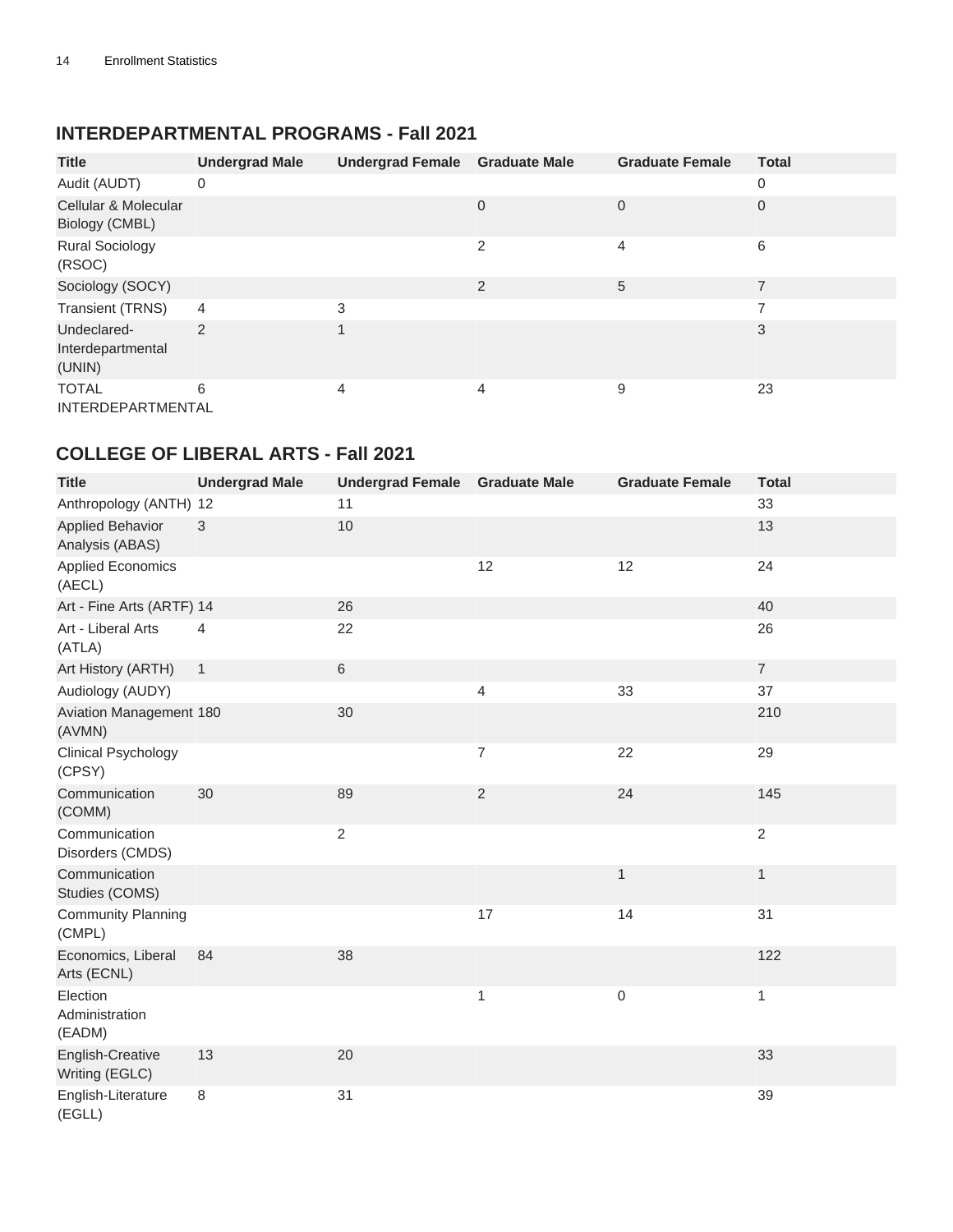## INTERDEPARTMENTAL PROGRAMS - Fall 2021

| Title | Undergrad Male | Undergrad Female | Graduate Male | Graduate Female | Total |
|---|---|---|---|---|---|
| Audit (AUDT) | 0 | | | | 0 |
| Cellular & Molecular Biology (CMBL) | | | 0 | 0 | 0 |
| Rural Sociology (RSOC) | | | 2 | 4 | 6 |
| Sociology (SOCY) | | | 2 | 5 | 7 |
| Transient (TRNS) | 4 | 3 | | | 7 |
| Undeclared-Interdepartmental (UNIN) | 2 | 1 | | | 3 |
| TOTAL INTERDEPARTMENTAL | 6 | 4 | 4 | 9 | 23 |

## COLLEGE OF LIBERAL ARTS - Fall 2021

| Title | Undergrad Male | Undergrad Female | Graduate Male | Graduate Female | Total |
|---|---|---|---|---|---|
| Anthropology (ANTH) | 12 | 11 | | | 33 |
| Applied Behavior Analysis (ABAS) | 3 | 10 | | | 13 |
| Applied Economics (AECL) | | | 12 | 12 | 24 |
| Art - Fine Arts (ARTF) | 14 | 26 | | | 40 |
| Art - Liberal Arts (ATLA) | 4 | 22 | | | 26 |
| Art History (ARTH) | 1 | 6 | | | 7 |
| Audiology (AUDY) | | | 4 | 33 | 37 |
| Aviation Management (AVMN) | 180 | 30 | | | 210 |
| Clinical Psychology (CPSY) | | | 7 | 22 | 29 |
| Communication (COMM) | 30 | 89 | 2 | 24 | 145 |
| Communication Disorders (CMDS) | | 2 | | | 2 |
| Communication Studies (COMS) | | | | 1 | 1 |
| Community Planning (CMPL) | | | 17 | 14 | 31 |
| Economics, Liberal Arts (ECNL) | 84 | 38 | | | 122 |
| Election Administration (EADM) | | | 1 | 0 | 1 |
| English-Creative Writing (EGLC) | 13 | 20 | | | 33 |
| English-Literature (EGLL) | 8 | 31 | | | 39 |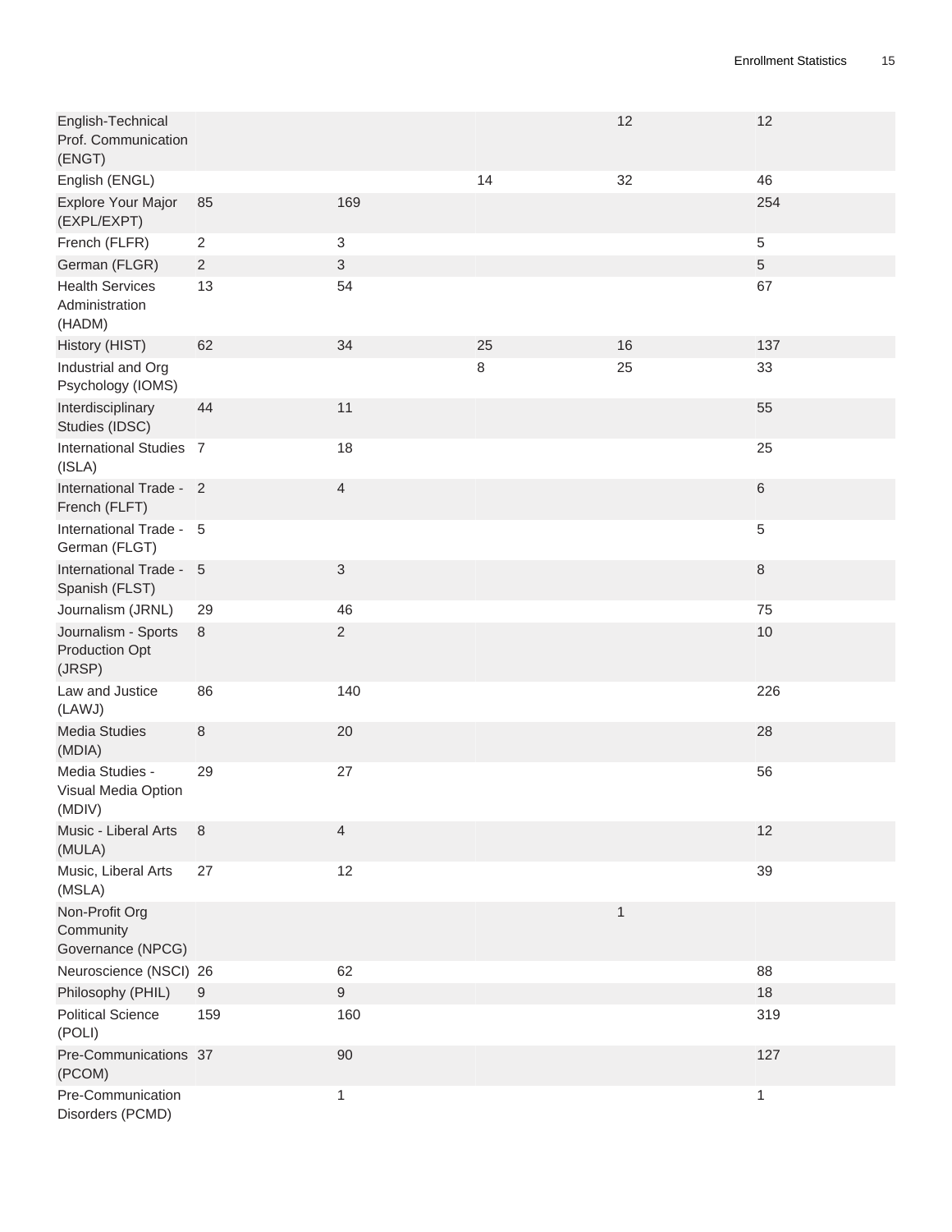| | | | | | |
|---|---|---|---|---|---|
| English-Technical Prof. Communication (ENGT) | | | | 12 | 12 |
| English (ENGL) | | | 14 | 32 | 46 |
| Explore Your Major (EXPL/EXPT) | 85 | 169 | | | 254 |
| French (FLFR) | 2 | 3 | | | 5 |
| German (FLGR) | 2 | 3 | | | 5 |
| Health Services Administration (HADM) | 13 | 54 | | | 67 |
| History (HIST) | 62 | 34 | 25 | 16 | 137 |
| Industrial and Org Psychology (IOMS) | | | 8 | 25 | 33 |
| Interdisciplinary Studies (IDSC) | 44 | 11 | | | 55 |
| International Studies (ISLA) | 7 | 18 | | | 25 |
| International Trade - French (FLFT) | 2 | 4 | | | 6 |
| International Trade - German (FLGT) | 5 | | | | 5 |
| International Trade - Spanish (FLST) | 5 | 3 | | | 8 |
| Journalism (JRNL) | 29 | 46 | | | 75 |
| Journalism - Sports Production Opt (JRSP) | 8 | 2 | | | 10 |
| Law and Justice (LAWJ) | 86 | 140 | | | 226 |
| Media Studies (MDIA) | 8 | 20 | | | 28 |
| Media Studies - Visual Media Option (MDIV) | 29 | 27 | | | 56 |
| Music - Liberal Arts (MULA) | 8 | 4 | | | 12 |
| Music, Liberal Arts (MSLA) | 27 | 12 | | | 39 |
| Non-Profit Org Community Governance (NPCG) | | | | 1 | |
| Neuroscience (NSCI) | 26 | 62 | | | 88 |
| Philosophy (PHIL) | 9 | 9 | | | 18 |
| Political Science (POLI) | 159 | 160 | | | 319 |
| Pre-Communications (PCOM) | 37 | 90 | | | 127 |
| Pre-Communication Disorders (PCMD) | | 1 | | | 1 |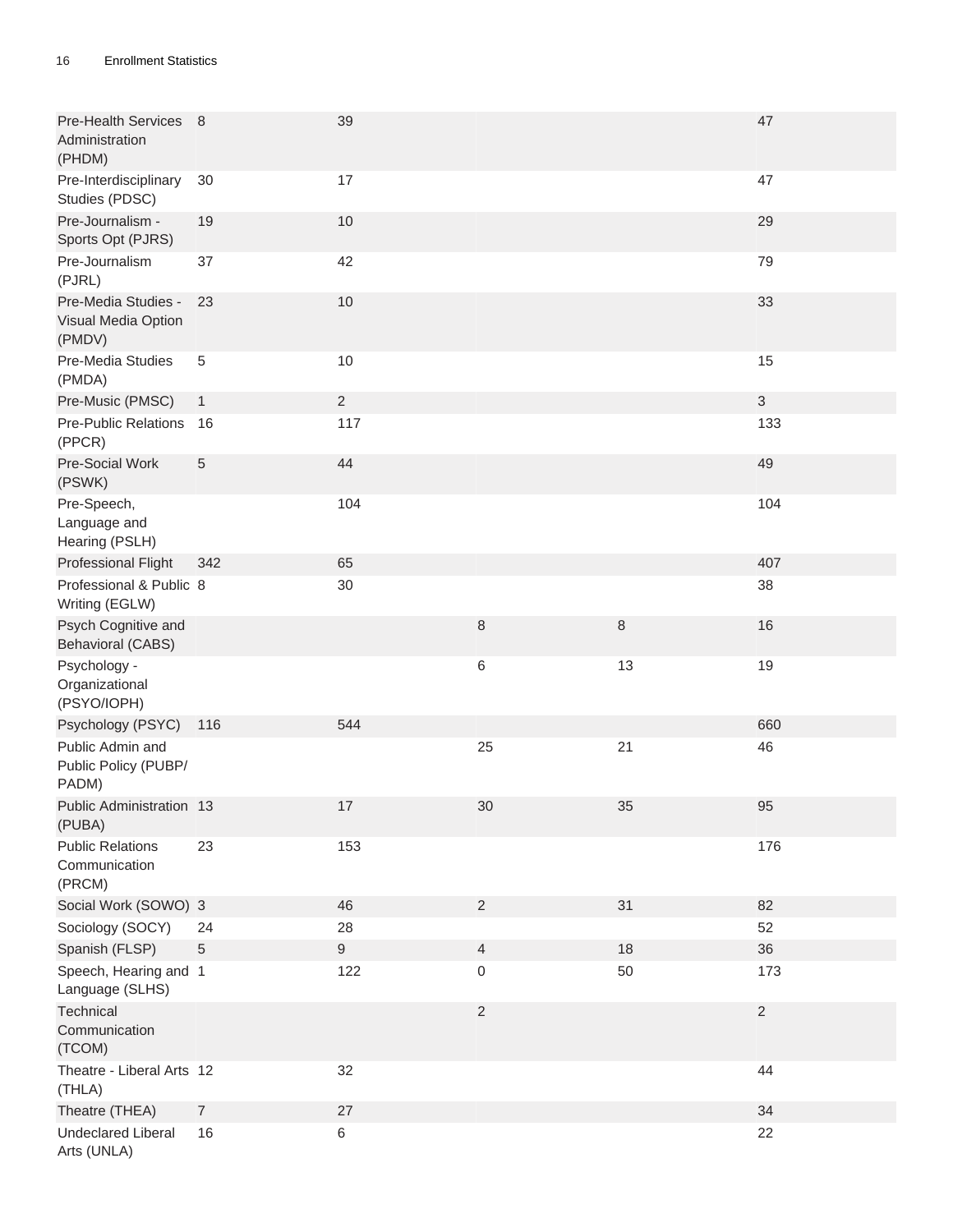| | | | | | |
|---|---|---|---|---|---|
| Pre-Health Services Administration (PHDM) | 8 | 39 | | | 47 |
| Pre-Interdisciplinary Studies (PDSC) | 30 | 17 | | | 47 |
| Pre-Journalism - Sports Opt (PJRS) | 19 | 10 | | | 29 |
| Pre-Journalism (PJRL) | 37 | 42 | | | 79 |
| Pre-Media Studies - Visual Media Option (PMDV) | 23 | 10 | | | 33 |
| Pre-Media Studies (PMDA) | 5 | 10 | | | 15 |
| Pre-Music (PMSC) | 1 | 2 | | | 3 |
| Pre-Public Relations (PPCR) | 16 | 117 | | | 133 |
| Pre-Social Work (PSWK) | 5 | 44 | | | 49 |
| Pre-Speech, Language and Hearing (PSLH) | | 104 | | | 104 |
| Professional Flight | 342 | 65 | | | 407 |
| Professional & Public Writing (EGLW) | 8 | 30 | | | 38 |
| Psych Cognitive and Behavioral (CABS) | | | 8 | 8 | 16 |
| Psychology - Organizational (PSYO/IOPH) | | | 6 | 13 | 19 |
| Psychology (PSYC) | 116 | 544 | | | 660 |
| Public Admin and Public Policy (PUBP/PADM) | | | 25 | 21 | 46 |
| Public Administration (PUBA) | 13 | 17 | 30 | 35 | 95 |
| Public Relations Communication (PRCM) | 23 | 153 | | | 176 |
| Social Work (SOWO) | 3 | 46 | 2 | 31 | 82 |
| Sociology (SOCY) | 24 | 28 | | | 52 |
| Spanish (FLSP) | 5 | 9 | 4 | 18 | 36 |
| Speech, Hearing and Language (SLHS) | 1 | 122 | 0 | 50 | 173 |
| Technical Communication (TCOM) | | | 2 | | 2 |
| Theatre - Liberal Arts (THLA) | 12 | 32 | | | 44 |
| Theatre (THEA) | 7 | 27 | | | 34 |
| Undeclared Liberal Arts (UNLA) | 16 | 6 | | | 22 |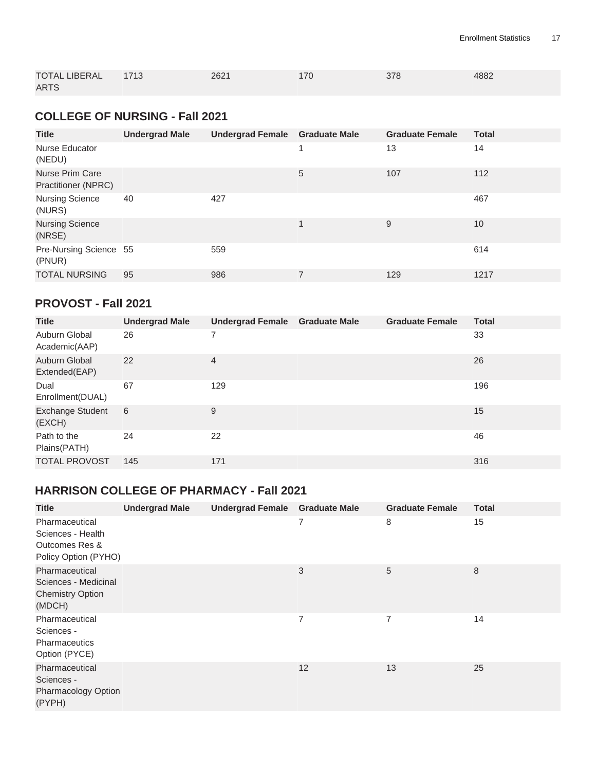| TOTAL LIBERAL ARTS | 1713 | 2621 | 170 | 378 | 4882 |
|---|---|---|---|---|---|

## COLLEGE OF NURSING - Fall 2021

| Title | Undergrad Male | Undergrad Female | Graduate Male | Graduate Female | Total |
|---|---|---|---|---|---|
| Nurse Educator (NEDU) | | | 1 | 13 | 14 |
| Nurse Prim Care Practitioner (NPRC) | | | 5 | 107 | 112 |
| Nursing Science (NURS) | 40 | 427 | | | 467 |
| Nursing Science (NRSE) | | | 1 | 9 | 10 |
| Pre-Nursing Science (PNUR) | 55 | 559 | | | 614 |
| TOTAL NURSING | 95 | 986 | 7 | 129 | 1217 |

## PROVOST - Fall 2021

| Title | Undergrad Male | Undergrad Female | Graduate Male | Graduate Female | Total |
|---|---|---|---|---|---|
| Auburn Global Academic(AAP) | 26 | 7 | | | 33 |
| Auburn Global Extended(EAP) | 22 | 4 | | | 26 |
| Dual Enrollment(DUAL) | 67 | 129 | | | 196 |
| Exchange Student (EXCH) | 6 | 9 | | | 15 |
| Path to the Plains(PATH) | 24 | 22 | | | 46 |
| TOTAL PROVOST | 145 | 171 | | | 316 |

## HARRISON COLLEGE OF PHARMACY - Fall 2021

| Title | Undergrad Male | Undergrad Female | Graduate Male | Graduate Female | Total |
|---|---|---|---|---|---|
| Pharmaceutical Sciences - Health Outcomes Res & Policy Option (PYHO) | | | 7 | 8 | 15 |
| Pharmaceutical Sciences - Medicinal Chemistry Option (MDCH) | | | 3 | 5 | 8 |
| Pharmaceutical Sciences - Pharmaceutics Option (PYCE) | | | 7 | 7 | 14 |
| Pharmaceutical Sciences - Pharmacology Option (PYPH) | | | 12 | 13 | 25 |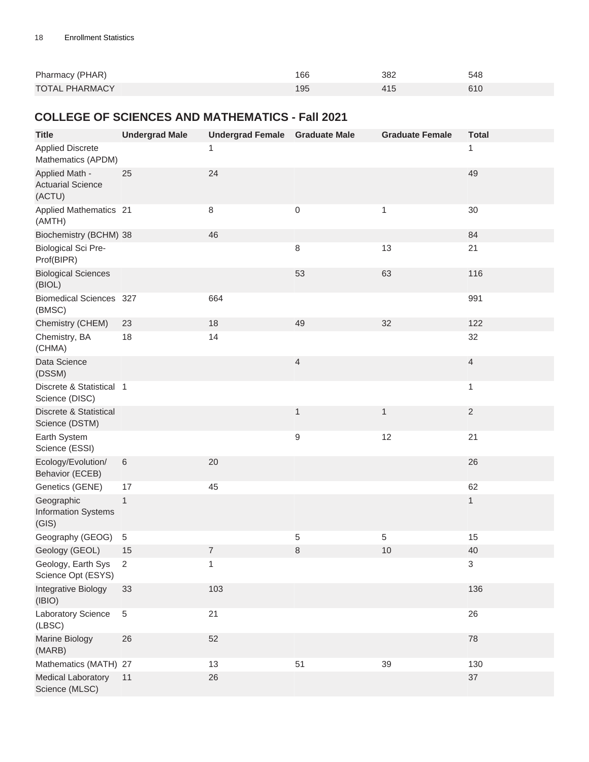| | | | |
|---|---|---|---|
| Pharmacy (PHAR) | 166 | 382 | 548 |
| TOTAL PHARMACY | 195 | 415 | 610 |

## COLLEGE OF SCIENCES AND MATHEMATICS - Fall 2021

| Title | Undergrad Male | Undergrad Female | Graduate Male | Graduate Female | Total |
|---|---|---|---|---|---|
| Applied Discrete Mathematics (APDM) | | 1 | | | 1 |
| Applied Math - Actuarial Science (ACTU) | 25 | 24 | | | 49 |
| Applied Mathematics (AMTH) | 21 | 8 | 0 | 1 | 30 |
| Biochemistry (BCHM) | 38 | 46 | | | 84 |
| Biological Sci Pre-Prof(BIPR) | | | 8 | 13 | 21 |
| Biological Sciences (BIOL) | | | 53 | 63 | 116 |
| Biomedical Sciences (BMSC) | 327 | 664 | | | 991 |
| Chemistry (CHEM) | 23 | 18 | 49 | 32 | 122 |
| Chemistry, BA (CHMA) | 18 | 14 | | | 32 |
| Data Science (DSSM) | | | 4 | | 4 |
| Discrete & Statistical Science (DISC) | 1 | | | | 1 |
| Discrete & Statistical Science (DSTM) | | | 1 | 1 | 2 |
| Earth System Science (ESSI) | | | 9 | 12 | 21 |
| Ecology/Evolution/ Behavior (ECEB) | 6 | 20 | | | 26 |
| Genetics (GENE) | 17 | 45 | | | 62 |
| Geographic Information Systems (GIS) | 1 | | | | 1 |
| Geography (GEOG) | 5 | | 5 | 5 | 15 |
| Geology (GEOL) | 15 | 7 | 8 | 10 | 40 |
| Geology, Earth Sys Science Opt (ESYS) | 2 | 1 | | | 3 |
| Integrative Biology (IBIO) | 33 | 103 | | | 136 |
| Laboratory Science (LBSC) | 5 | 21 | | | 26 |
| Marine Biology (MARB) | 26 | 52 | | | 78 |
| Mathematics (MATH) | 27 | 13 | 51 | 39 | 130 |
| Medical Laboratory Science (MLSC) | 11 | 26 | | | 37 |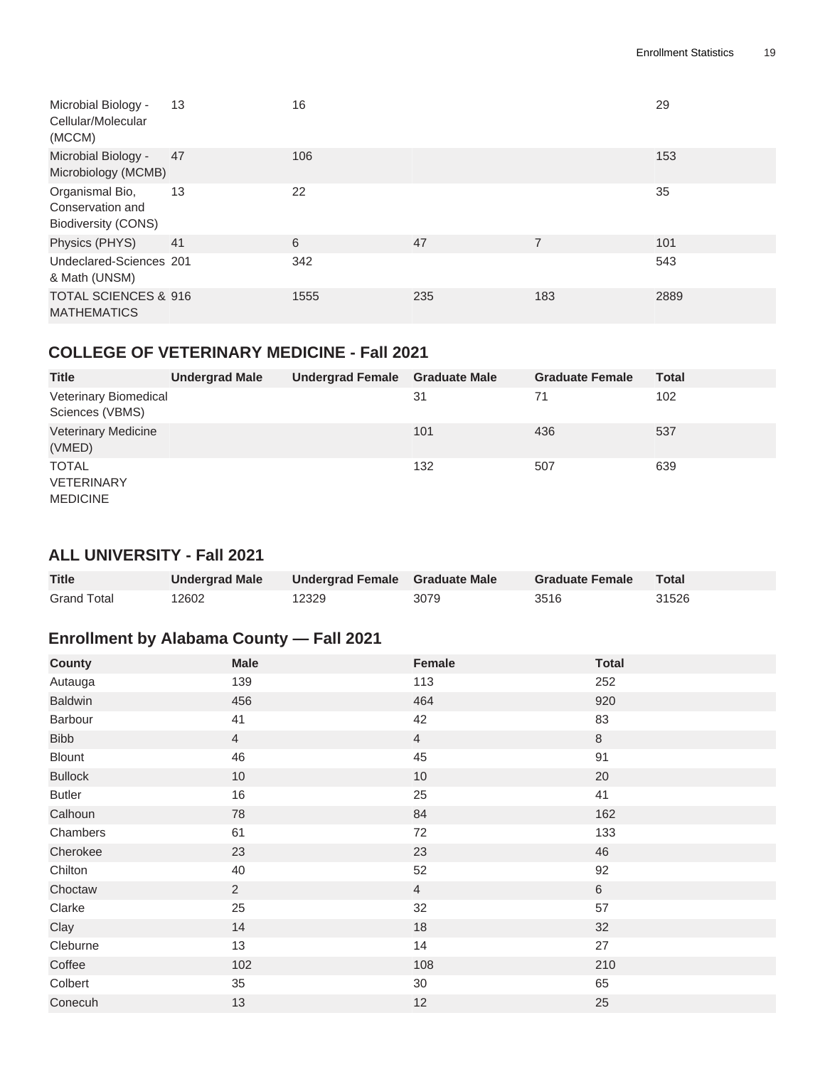| Microbial Biology - Cellular/Molecular (MCCM) | 13 | 16 | | | 29 |
|---|---|---|---|---|---|
| Microbial Biology - Microbiology (MCMB) | 47 | 106 | | | 153 |
| Organismal Bio, Conservation and Biodiversity (CONS) | 13 | 22 | | | 35 |
| Physics (PHYS) | 41 | 6 | 47 | 7 | 101 |
| Undeclared-Sciences & Math (UNSM) | 201 | 342 | | | 543 |
| TOTAL SCIENCES & MATHEMATICS | 916 | 1555 | 235 | 183 | 2889 |

## COLLEGE OF VETERINARY MEDICINE - Fall 2021

| Title | Undergrad Male | Undergrad Female | Graduate Male | Graduate Female | Total |
|---|---|---|---|---|---|
| Veterinary Biomedical Sciences (VBMS) | | | 31 | 71 | 102 |
| Veterinary Medicine (VMED) | | | 101 | 436 | 537 |
| TOTAL VETERINARY MEDICINE | | | 132 | 507 | 639 |

## ALL UNIVERSITY - Fall 2021

| Title | Undergrad Male | Undergrad Female | Graduate Male | Graduate Female | Total |
|---|---|---|---|---|---|
| Grand Total | 12602 | 12329 | 3079 | 3516 | 31526 |

## Enrollment by Alabama County — Fall 2021

| County | Male | Female | Total |
|---|---|---|---|
| Autauga | 139 | 113 | 252 |
| Baldwin | 456 | 464 | 920 |
| Barbour | 41 | 42 | 83 |
| Bibb | 4 | 4 | 8 |
| Blount | 46 | 45 | 91 |
| Bullock | 10 | 10 | 20 |
| Butler | 16 | 25 | 41 |
| Calhoun | 78 | 84 | 162 |
| Chambers | 61 | 72 | 133 |
| Cherokee | 23 | 23 | 46 |
| Chilton | 40 | 52 | 92 |
| Choctaw | 2 | 4 | 6 |
| Clarke | 25 | 32 | 57 |
| Clay | 14 | 18 | 32 |
| Cleburne | 13 | 14 | 27 |
| Coffee | 102 | 108 | 210 |
| Colbert | 35 | 30 | 65 |
| Conecuh | 13 | 12 | 25 |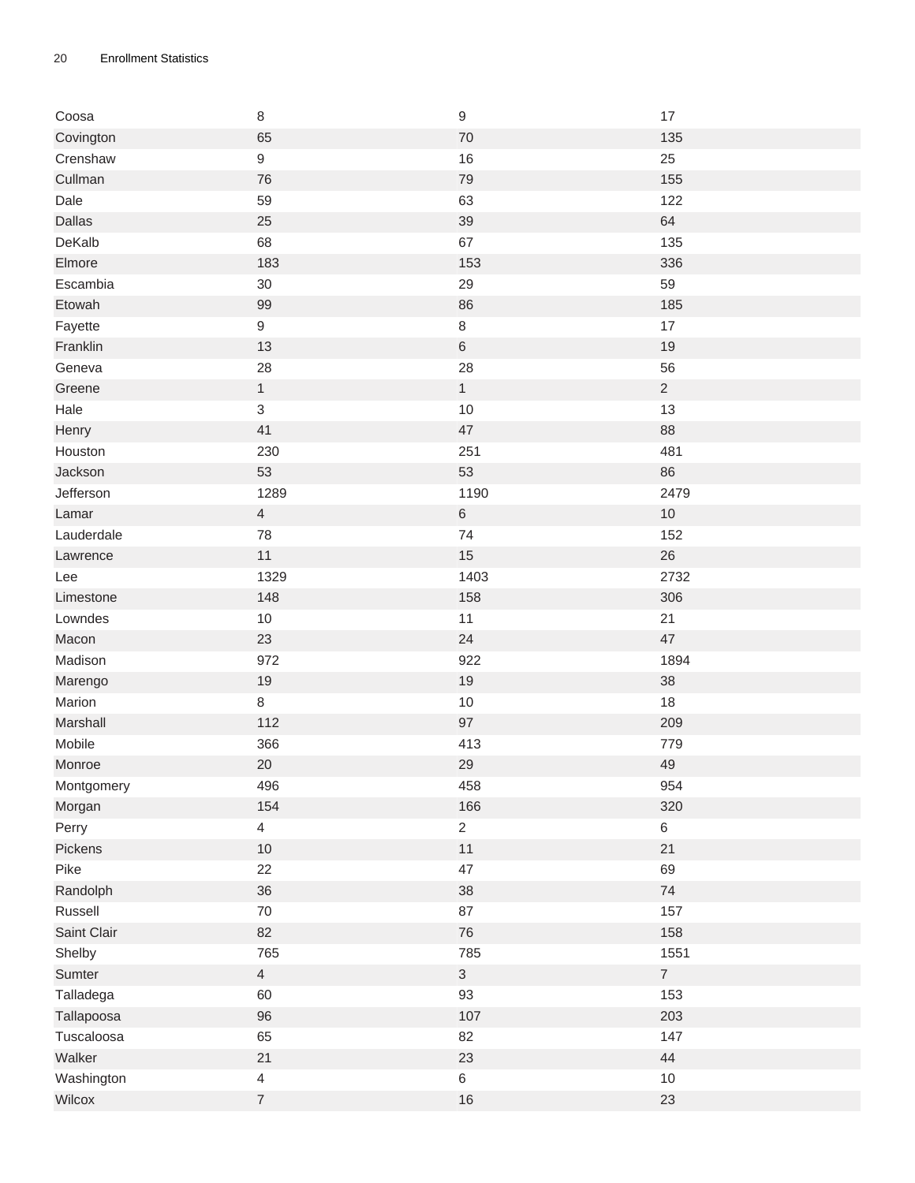| | | | |
|---|---|---|---|
| Coosa | 8 | 9 | 17 |
| Covington | 65 | 70 | 135 |
| Crenshaw | 9 | 16 | 25 |
| Cullman | 76 | 79 | 155 |
| Dale | 59 | 63 | 122 |
| Dallas | 25 | 39 | 64 |
| DeKalb | 68 | 67 | 135 |
| Elmore | 183 | 153 | 336 |
| Escambia | 30 | 29 | 59 |
| Etowah | 99 | 86 | 185 |
| Fayette | 9 | 8 | 17 |
| Franklin | 13 | 6 | 19 |
| Geneva | 28 | 28 | 56 |
| Greene | 1 | 1 | 2 |
| Hale | 3 | 10 | 13 |
| Henry | 41 | 47 | 88 |
| Houston | 230 | 251 | 481 |
| Jackson | 53 | 53 | 86 |
| Jefferson | 1289 | 1190 | 2479 |
| Lamar | 4 | 6 | 10 |
| Lauderdale | 78 | 74 | 152 |
| Lawrence | 11 | 15 | 26 |
| Lee | 1329 | 1403 | 2732 |
| Limestone | 148 | 158 | 306 |
| Lowndes | 10 | 11 | 21 |
| Macon | 23 | 24 | 47 |
| Madison | 972 | 922 | 1894 |
| Marengo | 19 | 19 | 38 |
| Marion | 8 | 10 | 18 |
| Marshall | 112 | 97 | 209 |
| Mobile | 366 | 413 | 779 |
| Monroe | 20 | 29 | 49 |
| Montgomery | 496 | 458 | 954 |
| Morgan | 154 | 166 | 320 |
| Perry | 4 | 2 | 6 |
| Pickens | 10 | 11 | 21 |
| Pike | 22 | 47 | 69 |
| Randolph | 36 | 38 | 74 |
| Russell | 70 | 87 | 157 |
| Saint Clair | 82 | 76 | 158 |
| Shelby | 765 | 785 | 1551 |
| Sumter | 4 | 3 | 7 |
| Talladega | 60 | 93 | 153 |
| Tallapoosa | 96 | 107 | 203 |
| Tuscaloosa | 65 | 82 | 147 |
| Walker | 21 | 23 | 44 |
| Washington | 4 | 6 | 10 |
| Wilcox | 7 | 16 | 23 |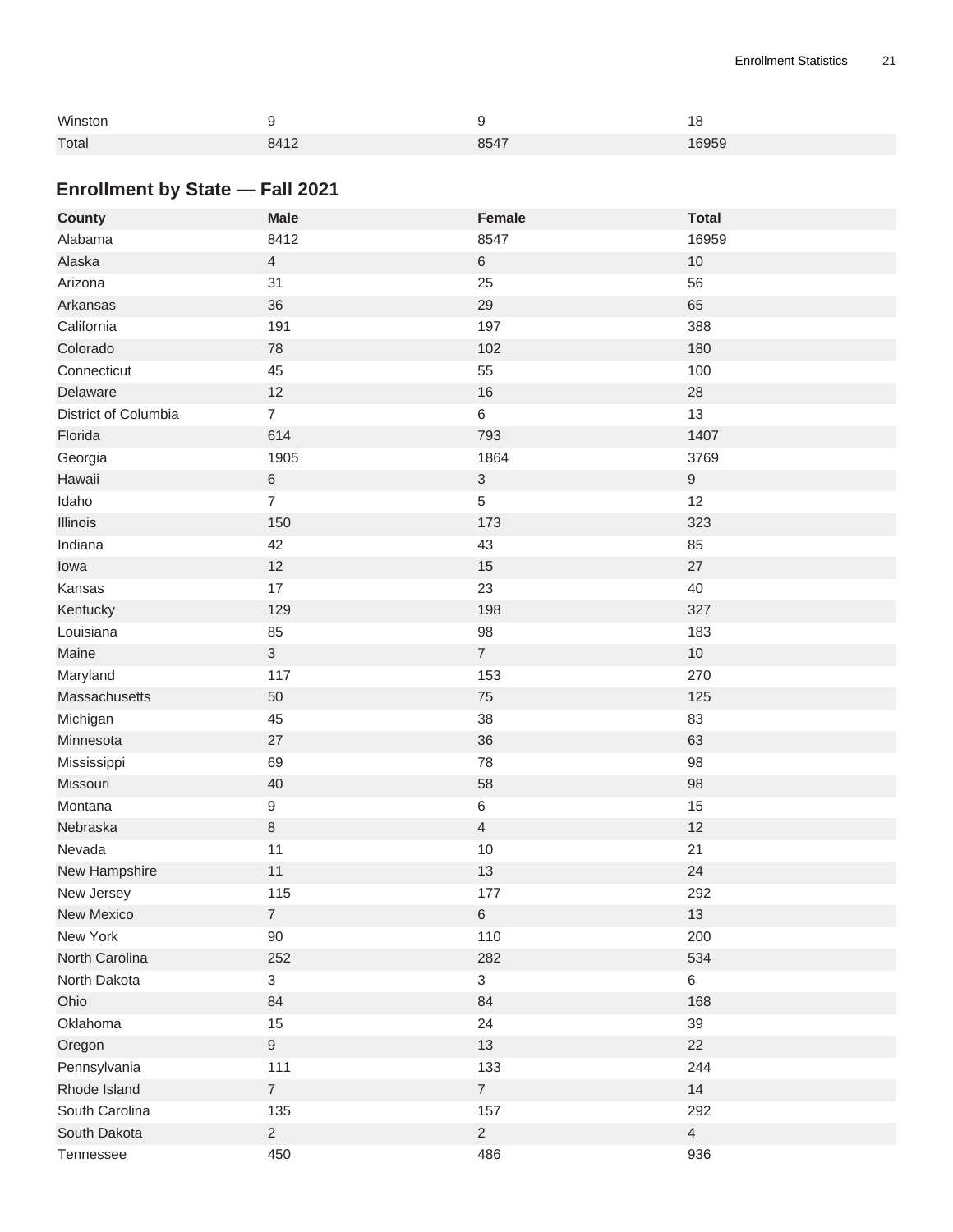| Winston | 9 | 9 | 18 |
| --- | --- | --- | --- |
| Total | 8412 | 8547 | 16959 |

## Enrollment by State — Fall 2021

| County | Male | Female | Total |
| --- | --- | --- | --- |
| Alabama | 8412 | 8547 | 16959 |
| Alaska | 4 | 6 | 10 |
| Arizona | 31 | 25 | 56 |
| Arkansas | 36 | 29 | 65 |
| California | 191 | 197 | 388 |
| Colorado | 78 | 102 | 180 |
| Connecticut | 45 | 55 | 100 |
| Delaware | 12 | 16 | 28 |
| District of Columbia | 7 | 6 | 13 |
| Florida | 614 | 793 | 1407 |
| Georgia | 1905 | 1864 | 3769 |
| Hawaii | 6 | 3 | 9 |
| Idaho | 7 | 5 | 12 |
| Illinois | 150 | 173 | 323 |
| Indiana | 42 | 43 | 85 |
| Iowa | 12 | 15 | 27 |
| Kansas | 17 | 23 | 40 |
| Kentucky | 129 | 198 | 327 |
| Louisiana | 85 | 98 | 183 |
| Maine | 3 | 7 | 10 |
| Maryland | 117 | 153 | 270 |
| Massachusetts | 50 | 75 | 125 |
| Michigan | 45 | 38 | 83 |
| Minnesota | 27 | 36 | 63 |
| Mississippi | 69 | 78 | 98 |
| Missouri | 40 | 58 | 98 |
| Montana | 9 | 6 | 15 |
| Nebraska | 8 | 4 | 12 |
| Nevada | 11 | 10 | 21 |
| New Hampshire | 11 | 13 | 24 |
| New Jersey | 115 | 177 | 292 |
| New Mexico | 7 | 6 | 13 |
| New York | 90 | 110 | 200 |
| North Carolina | 252 | 282 | 534 |
| North Dakota | 3 | 3 | 6 |
| Ohio | 84 | 84 | 168 |
| Oklahoma | 15 | 24 | 39 |
| Oregon | 9 | 13 | 22 |
| Pennsylvania | 111 | 133 | 244 |
| Rhode Island | 7 | 7 | 14 |
| South Carolina | 135 | 157 | 292 |
| South Dakota | 2 | 2 | 4 |
| Tennessee | 450 | 486 | 936 |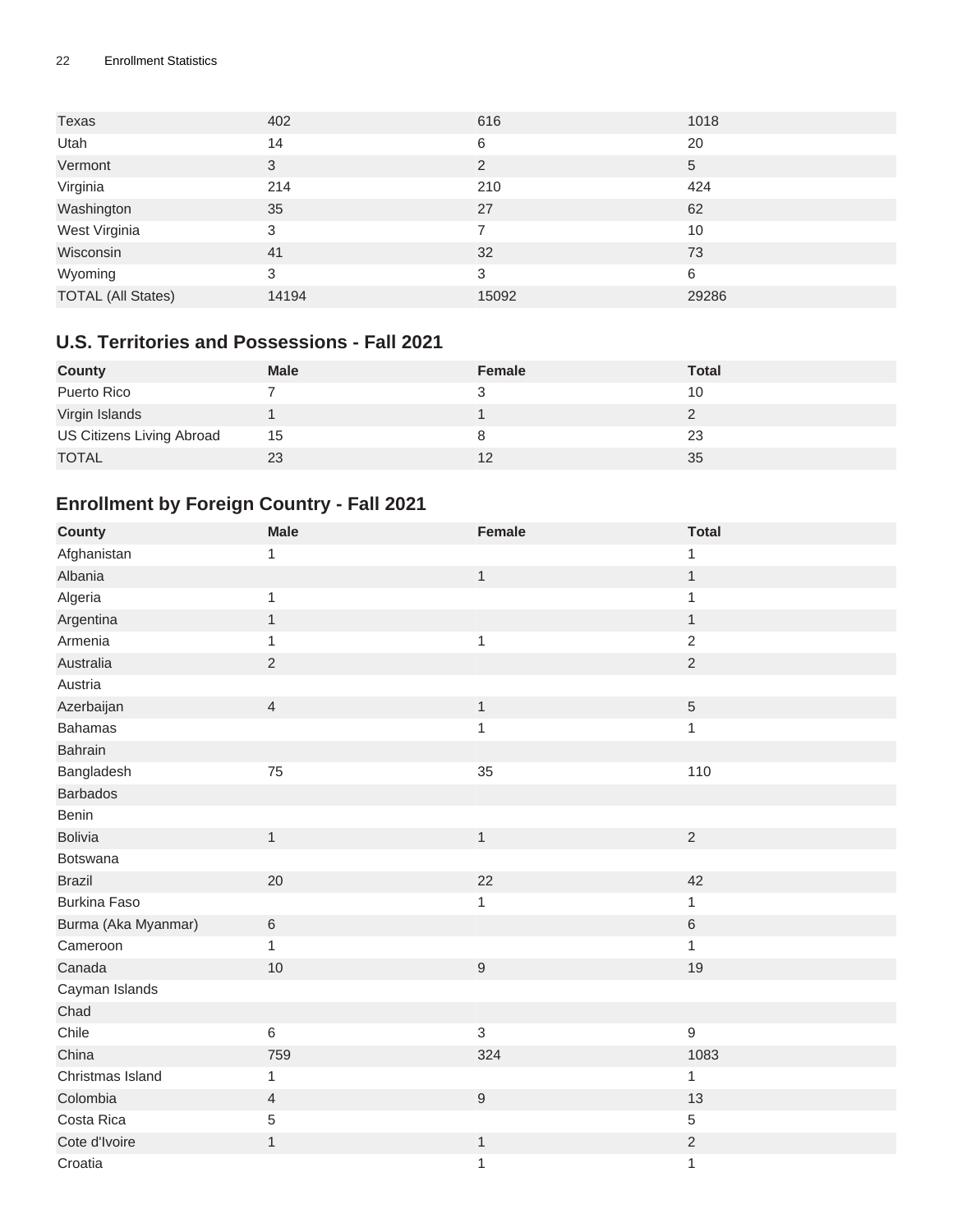| Texas | 402 | 616 | 1018 |
|---|---|---|---|
| Utah | 14 | 6 | 20 |
| Vermont | 3 | 2 | 5 |
| Virginia | 214 | 210 | 424 |
| Washington | 35 | 27 | 62 |
| West Virginia | 3 | 7 | 10 |
| Wisconsin | 41 | 32 | 73 |
| Wyoming | 3 | 3 | 6 |
| TOTAL (All States) | 14194 | 15092 | 29286 |

## U.S. Territories and Possessions - Fall 2021

| County | Male | Female | Total |
|---|---|---|---|
| Puerto Rico | 7 | 3 | 10 |
| Virgin Islands | 1 | 1 | 2 |
| US Citizens Living Abroad | 15 | 8 | 23 |
| TOTAL | 23 | 12 | 35 |

## Enrollment by Foreign Country - Fall 2021

| County | Male | Female | Total |
|---|---|---|---|
| Afghanistan | 1 | | 1 |
| Albania | | 1 | 1 |
| Algeria | 1 | | 1 |
| Argentina | 1 | | 1 |
| Armenia | 1 | 1 | 2 |
| Australia | 2 | | 2 |
| Austria | | | |
| Azerbaijan | 4 | 1 | 5 |
| Bahamas | | 1 | 1 |
| Bahrain | | | |
| Bangladesh | 75 | 35 | 110 |
| Barbados | | | |
| Benin | | | |
| Bolivia | 1 | 1 | 2 |
| Botswana | | | |
| Brazil | 20 | 22 | 42 |
| Burkina Faso | | 1 | 1 |
| Burma (Aka Myanmar) | 6 | | 6 |
| Cameroon | 1 | | 1 |
| Canada | 10 | 9 | 19 |
| Cayman Islands | | | |
| Chad | | | |
| Chile | 6 | 3 | 9 |
| China | 759 | 324 | 1083 |
| Christmas Island | 1 | | 1 |
| Colombia | 4 | 9 | 13 |
| Costa Rica | 5 | | 5 |
| Cote d'Ivoire | 1 | 1 | 2 |
| Croatia | | 1 | 1 |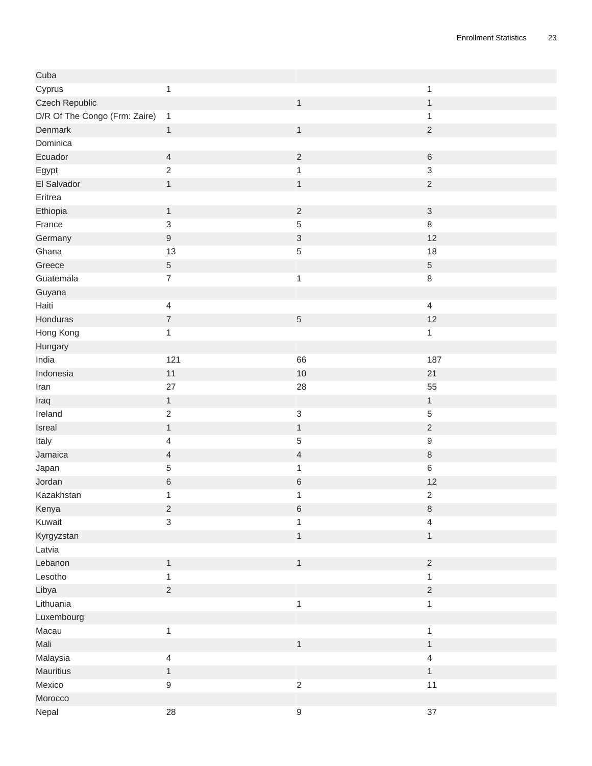| | | | |
|---|---|---|---|
| Cuba | | | |
| Cyprus | 1 | | 1 |
| Czech Republic | | 1 | 1 |
| D/R Of The Congo (Frm: Zaire) | 1 | | 1 |
| Denmark | 1 | 1 | 2 |
| Dominica | | | |
| Ecuador | 4 | 2 | 6 |
| Egypt | 2 | 1 | 3 |
| El Salvador | 1 | 1 | 2 |
| Eritrea | | | |
| Ethiopia | 1 | 2 | 3 |
| France | 3 | 5 | 8 |
| Germany | 9 | 3 | 12 |
| Ghana | 13 | 5 | 18 |
| Greece | 5 | | 5 |
| Guatemala | 7 | 1 | 8 |
| Guyana | | | |
| Haiti | 4 | | 4 |
| Honduras | 7 | 5 | 12 |
| Hong Kong | 1 | | 1 |
| Hungary | | | |
| India | 121 | 66 | 187 |
| Indonesia | 11 | 10 | 21 |
| Iran | 27 | 28 | 55 |
| Iraq | 1 | | 1 |
| Ireland | 2 | 3 | 5 |
| Isreal | 1 | 1 | 2 |
| Italy | 4 | 5 | 9 |
| Jamaica | 4 | 4 | 8 |
| Japan | 5 | 1 | 6 |
| Jordan | 6 | 6 | 12 |
| Kazakhstan | 1 | 1 | 2 |
| Kenya | 2 | 6 | 8 |
| Kuwait | 3 | 1 | 4 |
| Kyrgyzstan | | 1 | 1 |
| Latvia | | | |
| Lebanon | 1 | 1 | 2 |
| Lesotho | 1 | | 1 |
| Libya | 2 | | 2 |
| Lithuania | | 1 | 1 |
| Luxembourg | | | |
| Macau | 1 | | 1 |
| Mali | | 1 | 1 |
| Malaysia | 4 | | 4 |
| Mauritius | 1 | | 1 |
| Mexico | 9 | 2 | 11 |
| Morocco | | | |
| Nepal | 28 | 9 | 37 |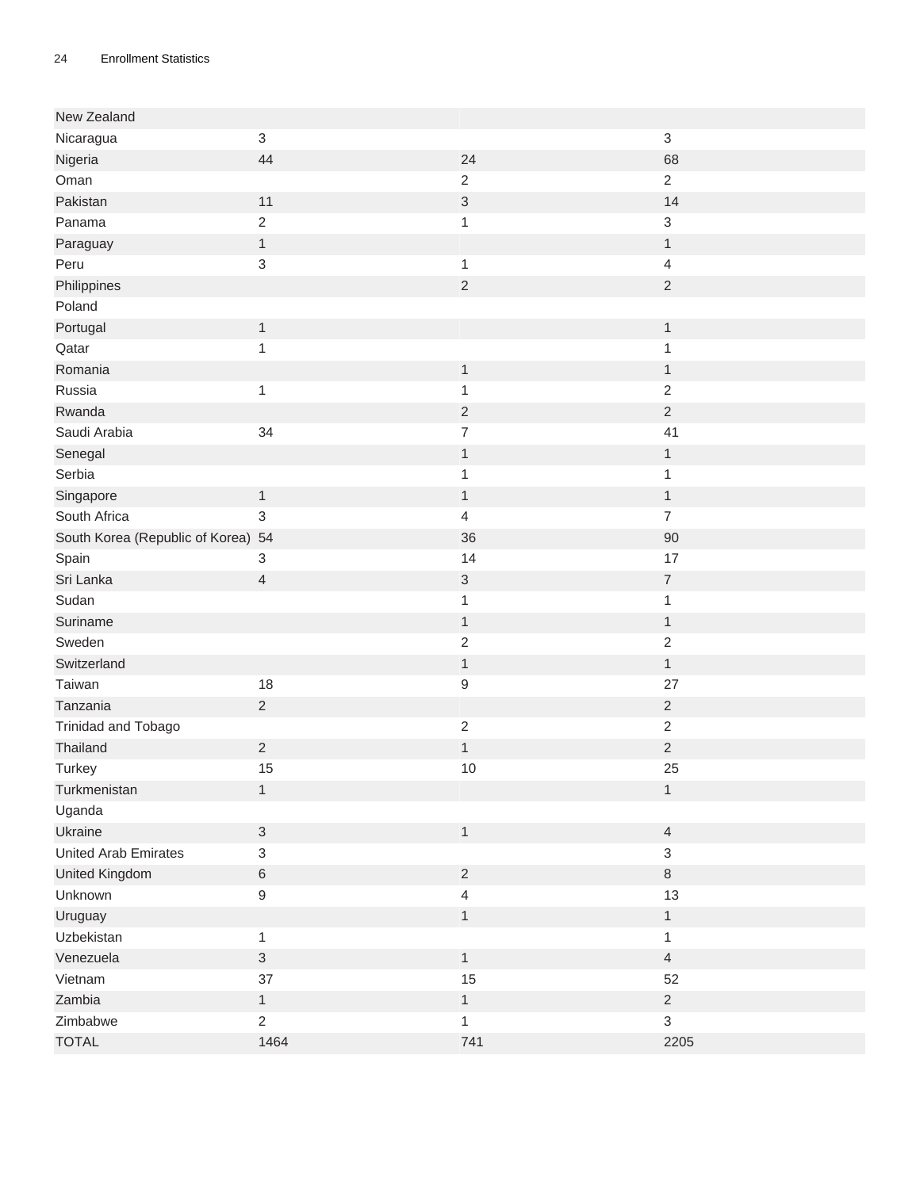| | | | |
|---|---|---|---|
| New Zealand | | | |
| Nicaragua | 3 | | 3 |
| Nigeria | 44 | 24 | 68 |
| Oman | | 2 | 2 |
| Pakistan | 11 | 3 | 14 |
| Panama | 2 | 1 | 3 |
| Paraguay | 1 | | 1 |
| Peru | 3 | 1 | 4 |
| Philippines | | 2 | 2 |
| Poland | | | |
| Portugal | 1 | | 1 |
| Qatar | 1 | | 1 |
| Romania | | 1 | 1 |
| Russia | 1 | 1 | 2 |
| Rwanda | | 2 | 2 |
| Saudi Arabia | 34 | 7 | 41 |
| Senegal | | 1 | 1 |
| Serbia | | 1 | 1 |
| Singapore | 1 | 1 | 1 |
| South Africa | 3 | 4 | 7 |
| South Korea (Republic of Korea) | 54 | 36 | 90 |
| Spain | 3 | 14 | 17 |
| Sri Lanka | 4 | 3 | 7 |
| Sudan | | 1 | 1 |
| Suriname | | 1 | 1 |
| Sweden | | 2 | 2 |
| Switzerland | | 1 | 1 |
| Taiwan | 18 | 9 | 27 |
| Tanzania | 2 | | 2 |
| Trinidad and Tobago | | 2 | 2 |
| Thailand | 2 | 1 | 2 |
| Turkey | 15 | 10 | 25 |
| Turkmenistan | 1 | | 1 |
| Uganda | | | |
| Ukraine | 3 | 1 | 4 |
| United Arab Emirates | 3 | | 3 |
| United Kingdom | 6 | 2 | 8 |
| Unknown | 9 | 4 | 13 |
| Uruguay | | 1 | 1 |
| Uzbekistan | 1 | | 1 |
| Venezuela | 3 | 1 | 4 |
| Vietnam | 37 | 15 | 52 |
| Zambia | 1 | 1 | 2 |
| Zimbabwe | 2 | 1 | 3 |
| TOTAL | 1464 | 741 | 2205 |